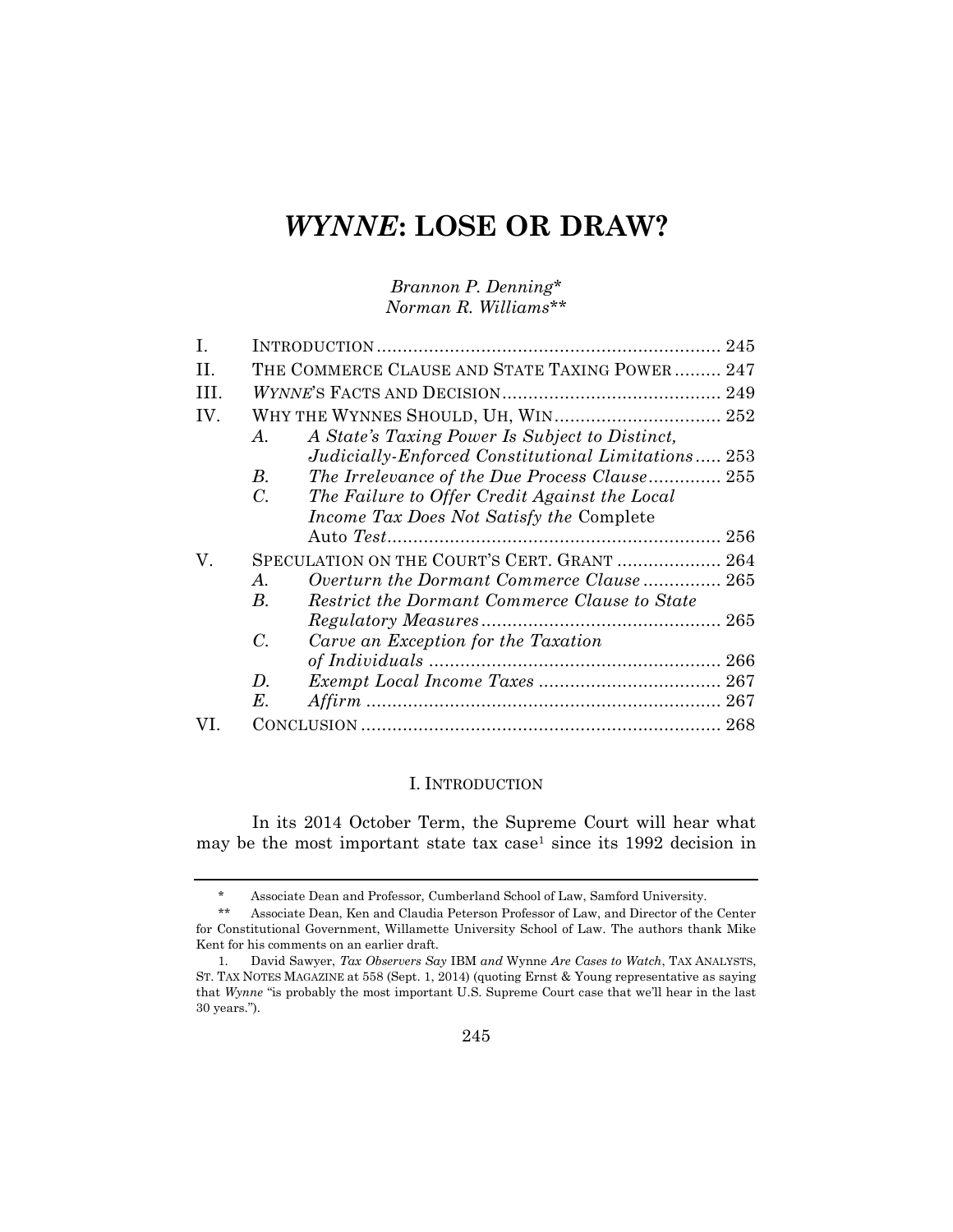# *WYNNE*: LOSE OR DRAW?

*Brannon P. Denning\**
*Norman R. Williams\*\**

| | | | |
|---|---|---|---|
| I. | INTRODUCTION | | 245 |
| II. | THE COMMERCE CLAUSE AND STATE TAXING POWER | | 247 |
| III. | *WYNNE*'S FACTS AND DECISION | | 249 |
| IV. | WHY THE WYNNES SHOULD, UH, WIN | | 252 |
| | *A.* | *A State's Taxing Power Is Subject to Distinct, Judicially-Enforced Constitutional Limitations* | 253 |
| | *B.* | *The Irrelevance of the Due Process Clause* | 255 |
| | *C.* | *The Failure to Offer Credit Against the Local Income Tax Does Not Satisfy the* Complete Auto *Test* | 256 |
| V. | SPECULATION ON THE COURT'S CERT. GRANT | | 264 |
| | *A.* | *Overturn the Dormant Commerce Clause* | 265 |
| | *B.* | *Restrict the Dormant Commerce Clause to State Regulatory Measures* | 265 |
| | *C.* | *Carve an Exception for the Taxation of Individuals* | 266 |
| | *D.* | *Exempt Local Income Taxes* | 267 |
| | *E.* | *Affirm* | 267 |
| VI. | CONCLUSION | | 268 |

## I. INTRODUCTION

In its 2014 October Term, the Supreme Court will hear what may be the most important state tax case[1] since its 1992 decision in

---

\* Associate Dean and Professor, Cumberland School of Law, Samford University.

\*\* Associate Dean, Ken and Claudia Peterson Professor of Law, and Director of the Center for Constitutional Government, Willamette University School of Law. The authors thank Mike Kent for his comments on an earlier draft.

1. David Sawyer, *Tax Observers Say* IBM *and* Wynne *Are Cases to Watch*, TAX ANALYSTS, ST. TAX NOTES MAGAZINE at 558 (Sept. 1, 2014) (quoting Ernst & Young representative as saying that *Wynne* "is probably the most important U.S. Supreme Court case that we'll hear in the last 30 years.").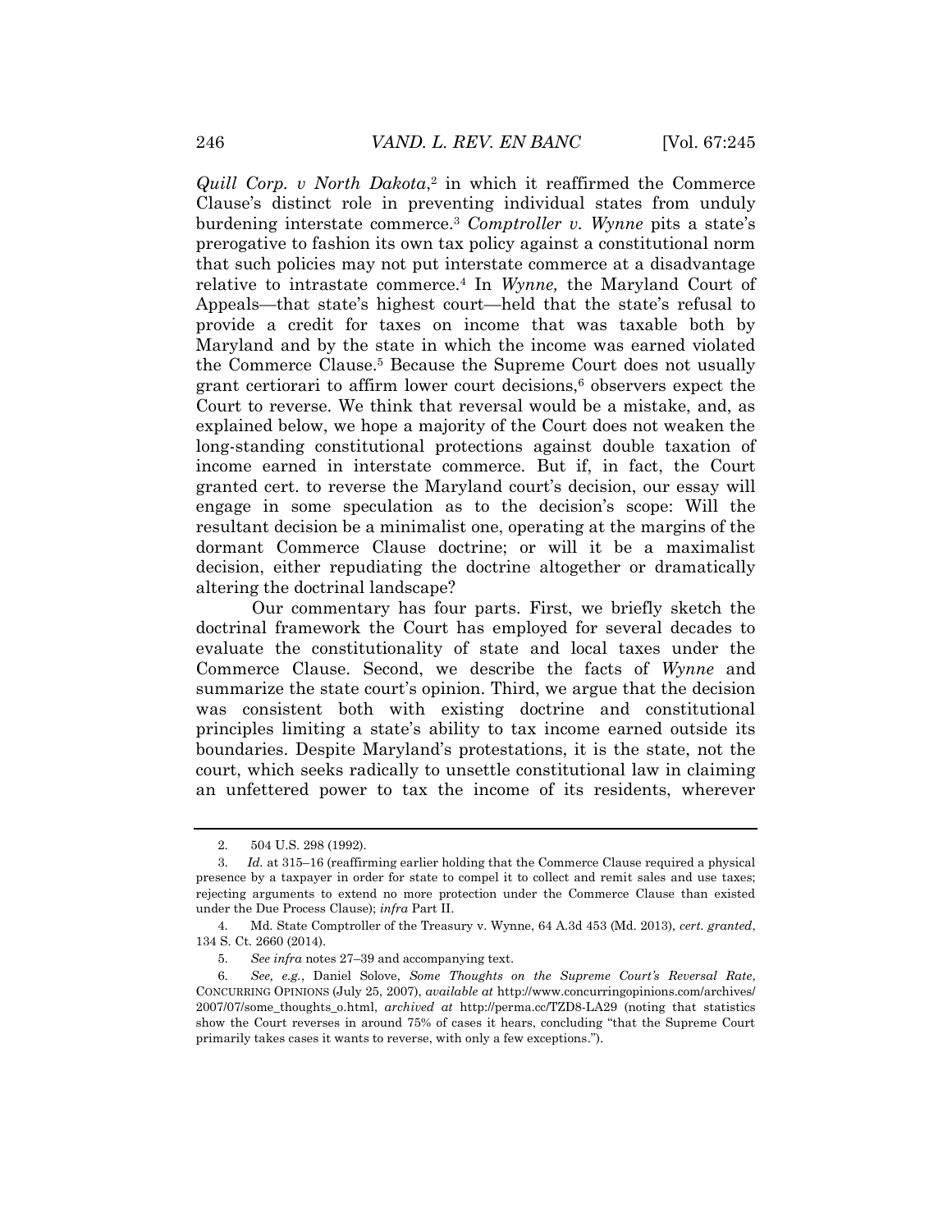*Quill Corp. v North Dakota*,[2] in which it reaffirmed the Commerce Clause's distinct role in preventing individual states from unduly burdening interstate commerce.[3] *Comptroller v. Wynne* pits a state's prerogative to fashion its own tax policy against a constitutional norm that such policies may not put interstate commerce at a disadvantage relative to intrastate commerce.[4] In *Wynne,* the Maryland Court of Appeals—that state's highest court—held that the state's refusal to provide a credit for taxes on income that was taxable both by Maryland and by the state in which the income was earned violated the Commerce Clause.[5] Because the Supreme Court does not usually grant certiorari to affirm lower court decisions,[6] observers expect the Court to reverse. We think that reversal would be a mistake, and, as explained below, we hope a majority of the Court does not weaken the long-standing constitutional protections against double taxation of income earned in interstate commerce. But if, in fact, the Court granted cert. to reverse the Maryland court's decision, our essay will engage in some speculation as to the decision's scope: Will the resultant decision be a minimalist one, operating at the margins of the dormant Commerce Clause doctrine; or will it be a maximalist decision, either repudiating the doctrine altogether or dramatically altering the doctrinal landscape?

Our commentary has four parts. First, we briefly sketch the doctrinal framework the Court has employed for several decades to evaluate the constitutionality of state and local taxes under the Commerce Clause. Second, we describe the facts of *Wynne* and summarize the state court's opinion. Third, we argue that the decision was consistent both with existing doctrine and constitutional principles limiting a state's ability to tax income earned outside its boundaries. Despite Maryland's protestations, it is the state, not the court, which seeks radically to unsettle constitutional law in claiming an unfettered power to tax the income of its residents, wherever

---

2. 504 U.S. 298 (1992).

3. *Id.* at 315–16 (reaffirming earlier holding that the Commerce Clause required a physical presence by a taxpayer in order for state to compel it to collect and remit sales and use taxes; rejecting arguments to extend no more protection under the Commerce Clause than existed under the Due Process Clause); *infra* Part II.

4. Md. State Comptroller of the Treasury v. Wynne, 64 A.3d 453 (Md. 2013), *cert. granted*, 134 S. Ct. 2660 (2014).

5. *See infra* notes 27–39 and accompanying text.

6. *See, e.g.*, Daniel Solove, *Some Thoughts on the Supreme Court's Reversal Rate*, CONCURRING OPINIONS (July 25, 2007), *available at* http://www.concurringopinions.com/archives/2007/07/some_thoughts_o.html, *archived at* http://perma.cc/TZD8-LA29 (noting that statistics show the Court reverses in around 75% of cases it hears, concluding "that the Supreme Court primarily takes cases it wants to reverse, with only a few exceptions.").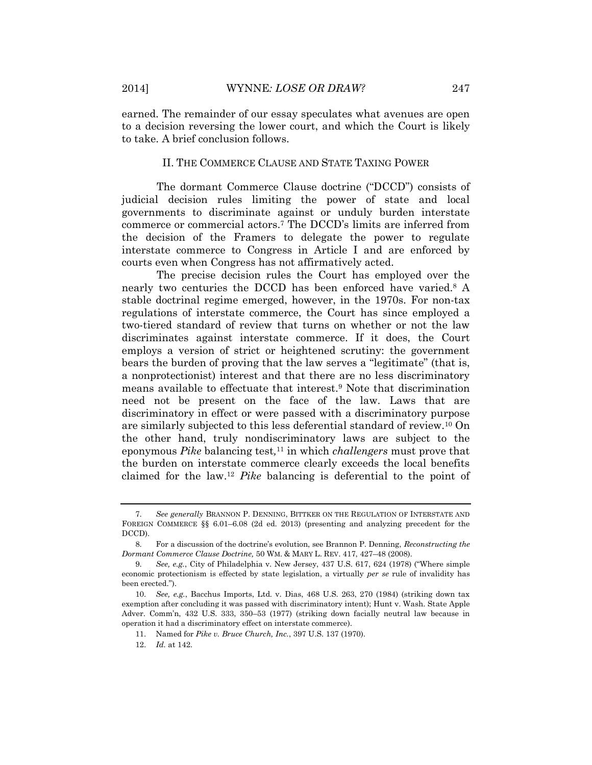earned. The remainder of our essay speculates what avenues are open to a decision reversing the lower court, and which the Court is likely to take. A brief conclusion follows.

## II. THE COMMERCE CLAUSE AND STATE TAXING POWER

The dormant Commerce Clause doctrine ("DCCD") consists of judicial decision rules limiting the power of state and local governments to discriminate against or unduly burden interstate commerce or commercial actors.[7] The DCCD's limits are inferred from the decision of the Framers to delegate the power to regulate interstate commerce to Congress in Article I and are enforced by courts even when Congress has not affirmatively acted.

The precise decision rules the Court has employed over the nearly two centuries the DCCD has been enforced have varied.[8] A stable doctrinal regime emerged, however, in the 1970s. For non-tax regulations of interstate commerce, the Court has since employed a two-tiered standard of review that turns on whether or not the law discriminates against interstate commerce. If it does, the Court employs a version of strict or heightened scrutiny: the government bears the burden of proving that the law serves a "legitimate" (that is, a nonprotectionist) interest and that there are no less discriminatory means available to effectuate that interest.[9] Note that discrimination need not be present on the face of the law. Laws that are discriminatory in effect or were passed with a discriminatory purpose are similarly subjected to this less deferential standard of review.[10] On the other hand, truly nondiscriminatory laws are subject to the eponymous *Pike* balancing test,[11] in which *challengers* must prove that the burden on interstate commerce clearly exceeds the local benefits claimed for the law.[12] *Pike* balancing is deferential to the point of

---

7. *See generally* BRANNON P. DENNING, BITTKER ON THE REGULATION OF INTERSTATE AND FOREIGN COMMERCE §§ 6.01–6.08 (2d ed. 2013) (presenting and analyzing precedent for the DCCD).

8. For a discussion of the doctrine's evolution, see Brannon P. Denning, *Reconstructing the Dormant Commerce Clause Doctrine,* 50 WM. & MARY L. REV. 417, 427–48 (2008).

9. *See, e.g.*, City of Philadelphia v. New Jersey, 437 U.S. 617, 624 (1978) ("Where simple economic protectionism is effected by state legislation, a virtually *per se* rule of invalidity has been erected.").

10. *See, e.g.*, Bacchus Imports, Ltd. v. Dias, 468 U.S. 263, 270 (1984) (striking down tax exemption after concluding it was passed with discriminatory intent); Hunt v. Wash. State Apple Adver. Comm'n, 432 U.S. 333, 350–53 (1977) (striking down facially neutral law because in operation it had a discriminatory effect on interstate commerce).

11. Named for *Pike v. Bruce Church, Inc.*, 397 U.S. 137 (1970).

12. *Id.* at 142.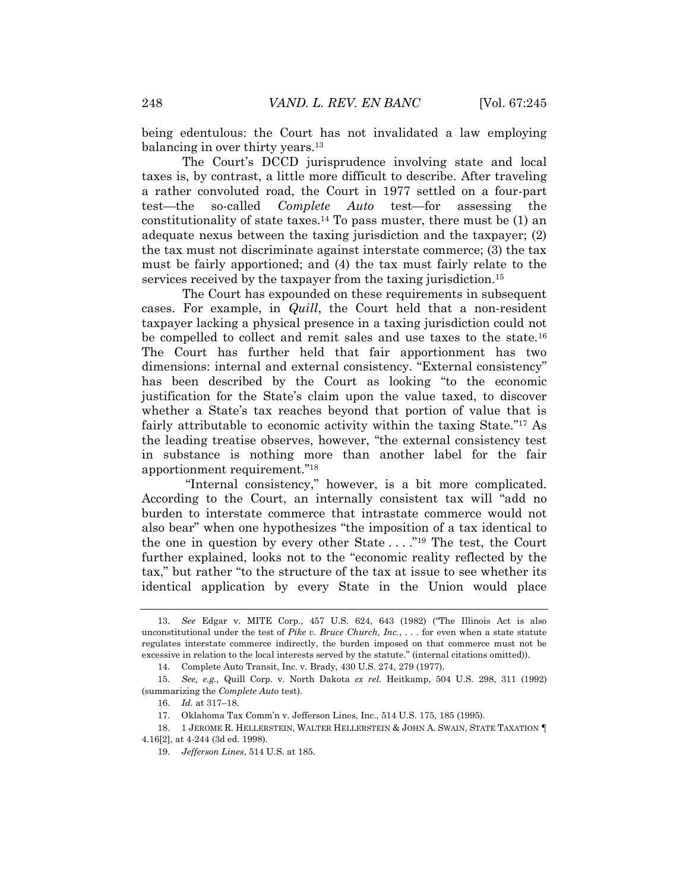being edentulous: the Court has not invalidated a law employing balancing in over thirty years.[13]

The Court's DCCD jurisprudence involving state and local taxes is, by contrast, a little more difficult to describe. After traveling a rather convoluted road, the Court in 1977 settled on a four-part test—the so-called *Complete Auto* test—for assessing the constitutionality of state taxes.[14] To pass muster, there must be (1) an adequate nexus between the taxing jurisdiction and the taxpayer; (2) the tax must not discriminate against interstate commerce; (3) the tax must be fairly apportioned; and (4) the tax must fairly relate to the services received by the taxpayer from the taxing jurisdiction.[15]

The Court has expounded on these requirements in subsequent cases. For example, in *Quill*, the Court held that a non-resident taxpayer lacking a physical presence in a taxing jurisdiction could not be compelled to collect and remit sales and use taxes to the state.[16] The Court has further held that fair apportionment has two dimensions: internal and external consistency. "External consistency" has been described by the Court as looking "to the economic justification for the State's claim upon the value taxed, to discover whether a State's tax reaches beyond that portion of value that is fairly attributable to economic activity within the taxing State."[17] As the leading treatise observes, however, "the external consistency test in substance is nothing more than another label for the fair apportionment requirement."[18]

"Internal consistency," however, is a bit more complicated. According to the Court, an internally consistent tax will "add no burden to interstate commerce that intrastate commerce would not also bear" when one hypothesizes "the imposition of a tax identical to the one in question by every other State . . . ."[19] The test, the Court further explained, looks not to the "economic reality reflected by the tax," but rather "to the structure of the tax at issue to see whether its identical application by every State in the Union would place

---

13. *See* Edgar v. MITE Corp., 457 U.S. 624, 643 (1982) ("The Illinois Act is also unconstitutional under the test of *Pike v. Bruce Church, Inc.*, . . . for even when a state statute regulates interstate commerce indirectly, the burden imposed on that commerce must not be excessive in relation to the local interests served by the statute." (internal citations omitted)).

14. Complete Auto Transit, Inc. v. Brady, 430 U.S. 274, 279 (1977).

15. *See, e.g.,* Quill Corp. v. North Dakota *ex rel.* Heitkamp, 504 U.S. 298, 311 (1992) (summarizing the *Complete Auto* test).

16. *Id.* at 317–18.

17. Oklahoma Tax Comm'n v. Jefferson Lines, Inc., 514 U.S. 175, 185 (1995).

18. 1 JEROME R. HELLERSTEIN, WALTER HELLERSTEIN & JOHN A. SWAIN, STATE TAXATION ¶ 4.16[2], at 4-244 (3d ed. 1998).

19. *Jefferson Lines*, 514 U.S. at 185.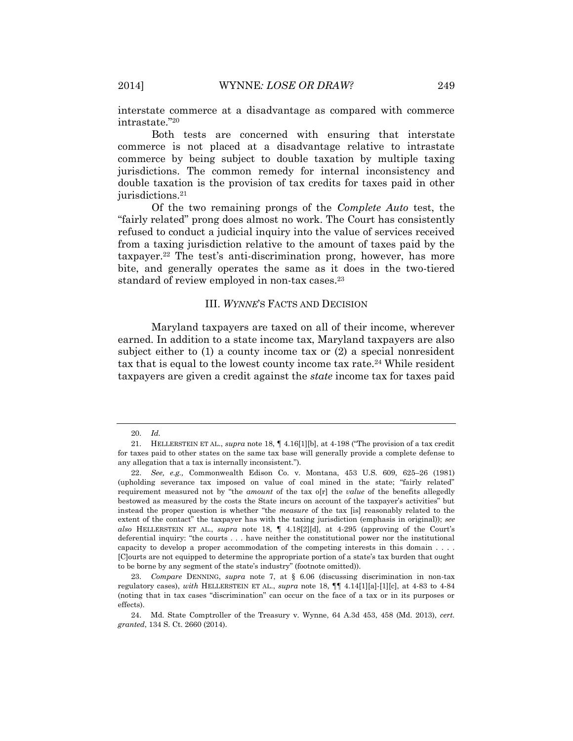interstate commerce at a disadvantage as compared with commerce intrastate."[20]

Both tests are concerned with ensuring that interstate commerce is not placed at a disadvantage relative to intrastate commerce by being subject to double taxation by multiple taxing jurisdictions. The common remedy for internal inconsistency and double taxation is the provision of tax credits for taxes paid in other jurisdictions.[21]

Of the two remaining prongs of the *Complete Auto* test, the "fairly related" prong does almost no work. The Court has consistently refused to conduct a judicial inquiry into the value of services received from a taxing jurisdiction relative to the amount of taxes paid by the taxpayer.[22] The test's anti-discrimination prong, however, has more bite, and generally operates the same as it does in the two-tiered standard of review employed in non-tax cases.[23]

## III. *WYNNE*'S FACTS AND DECISION

Maryland taxpayers are taxed on all of their income, wherever earned. In addition to a state income tax, Maryland taxpayers are also subject either to (1) a county income tax or (2) a special nonresident tax that is equal to the lowest county income tax rate.[24] While resident taxpayers are given a credit against the *state* income tax for taxes paid

---

20. *Id.*

21. HELLERSTEIN ET AL., *supra* note 18, ¶ 4.16[1][b], at 4-198 ("The provision of a tax credit for taxes paid to other states on the same tax base will generally provide a complete defense to any allegation that a tax is internally inconsistent.").

22. *See, e.g.,* Commonwealth Edison Co. v. Montana, 453 U.S. 609, 625–26 (1981) (upholding severance tax imposed on value of coal mined in the state; "fairly related" requirement measured not by "the *amount* of the tax o[r] the *value* of the benefits allegedly bestowed as measured by the costs the State incurs on account of the taxpayer's activities" but instead the proper question is whether "the *measure* of the tax [is] reasonably related to the extent of the contact" the taxpayer has with the taxing jurisdiction (emphasis in original)); *see also* HELLERSTEIN ET AL., *supra* note 18, ¶ 4.18[2][d], at 4-295 (approving of the Court's deferential inquiry: "the courts . . . have neither the constitutional power nor the institutional capacity to develop a proper accommodation of the competing interests in this domain . . . . [C]ourts are not equipped to determine the appropriate portion of a state's tax burden that ought to be borne by any segment of the state's industry" (footnote omitted)).

23. *Compare* DENNING, *supra* note 7, at § 6.06 (discussing discrimination in non-tax regulatory cases), *with* HELLERSTEIN ET AL., *supra* note 18, ¶¶ 4.14[1][a]-[1][c], at 4-83 to 4-84 (noting that in tax cases "discrimination" can occur on the face of a tax or in its purposes or effects).

24. Md. State Comptroller of the Treasury v. Wynne, 64 A.3d 453, 458 (Md. 2013), *cert. granted*, 134 S. Ct. 2660 (2014).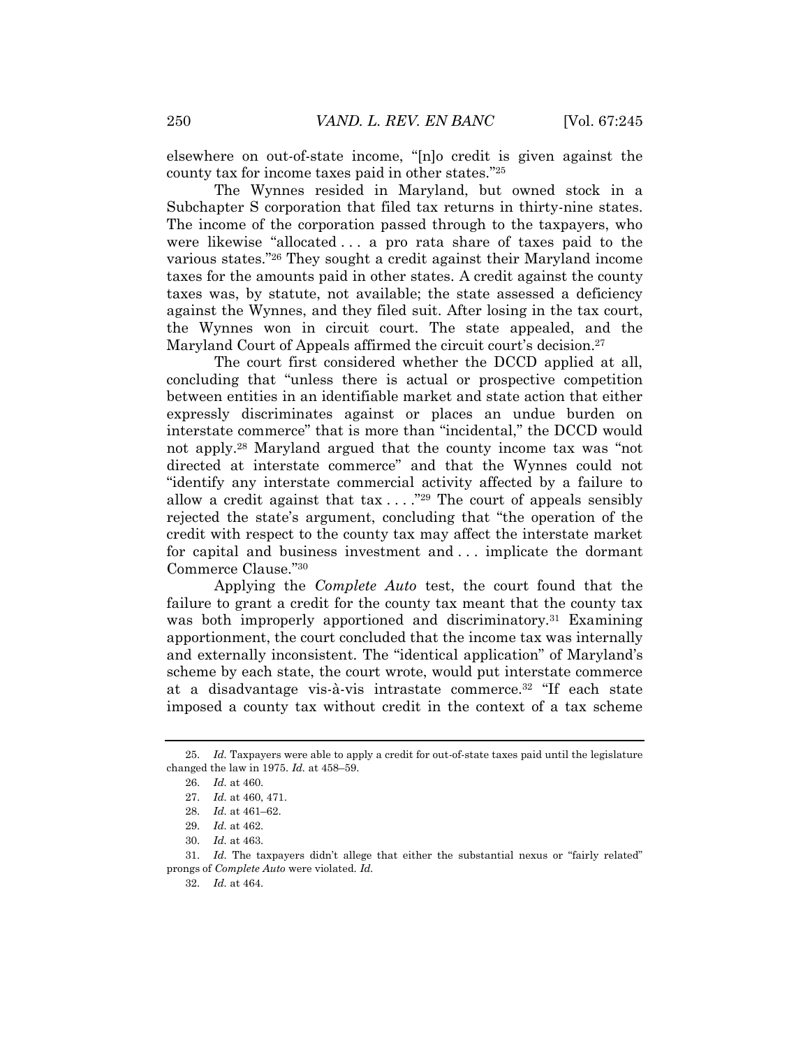elsewhere on out-of-state income, "[n]o credit is given against the county tax for income taxes paid in other states."[25]

The Wynnes resided in Maryland, but owned stock in a Subchapter S corporation that filed tax returns in thirty-nine states. The income of the corporation passed through to the taxpayers, who were likewise "allocated . . . a pro rata share of taxes paid to the various states."[26] They sought a credit against their Maryland income taxes for the amounts paid in other states. A credit against the county taxes was, by statute, not available; the state assessed a deficiency against the Wynnes, and they filed suit. After losing in the tax court, the Wynnes won in circuit court. The state appealed, and the Maryland Court of Appeals affirmed the circuit court's decision.[27]

The court first considered whether the DCCD applied at all, concluding that "unless there is actual or prospective competition between entities in an identifiable market and state action that either expressly discriminates against or places an undue burden on interstate commerce" that is more than "incidental," the DCCD would not apply.[28] Maryland argued that the county income tax was "not directed at interstate commerce" and that the Wynnes could not "identify any interstate commercial activity affected by a failure to allow a credit against that tax . . . ."[29] The court of appeals sensibly rejected the state's argument, concluding that "the operation of the credit with respect to the county tax may affect the interstate market for capital and business investment and . . . implicate the dormant Commerce Clause."[30]

Applying the *Complete Auto* test, the court found that the failure to grant a credit for the county tax meant that the county tax was both improperly apportioned and discriminatory.[31] Examining apportionment, the court concluded that the income tax was internally and externally inconsistent. The "identical application" of Maryland's scheme by each state, the court wrote, would put interstate commerce at a disadvantage vis-à-vis intrastate commerce.[32] "If each state imposed a county tax without credit in the context of a tax scheme

---

25. *Id.* Taxpayers were able to apply a credit for out-of-state taxes paid until the legislature changed the law in 1975. *Id.* at 458–59.

26. *Id.* at 460.

27. *Id.* at 460, 471.

28. *Id.* at 461–62.

29. *Id.* at 462.

30. *Id.* at 463.

31. *Id.* The taxpayers didn't allege that either the substantial nexus or "fairly related" prongs of *Complete Auto* were violated. *Id.*

32. *Id.* at 464.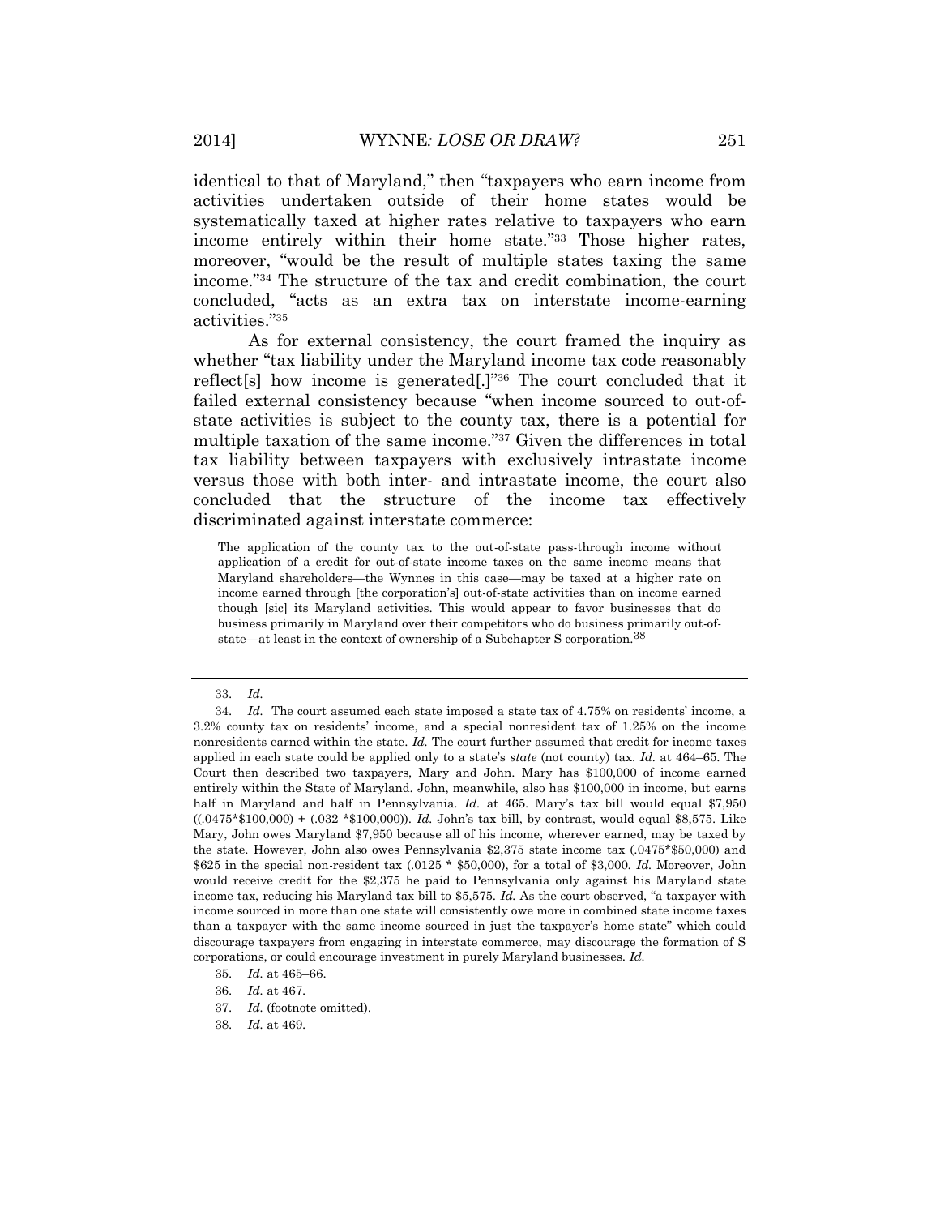identical to that of Maryland," then "taxpayers who earn income from activities undertaken outside of their home states would be systematically taxed at higher rates relative to taxpayers who earn income entirely within their home state."[33] Those higher rates, moreover, "would be the result of multiple states taxing the same income."[34] The structure of the tax and credit combination, the court concluded, "acts as an extra tax on interstate income-earning activities."[35]

As for external consistency, the court framed the inquiry as whether "tax liability under the Maryland income tax code reasonably reflect[s] how income is generated[.]"[36] The court concluded that it failed external consistency because "when income sourced to out-of-state activities is subject to the county tax, there is a potential for multiple taxation of the same income."[37] Given the differences in total tax liability between taxpayers with exclusively intrastate income versus those with both inter- and intrastate income, the court also concluded that the structure of the income tax effectively discriminated against interstate commerce:

> The application of the county tax to the out-of-state pass-through income without application of a credit for out-of-state income taxes on the same income means that Maryland shareholders—the Wynnes in this case—may be taxed at a higher rate on income earned through [the corporation's] out-of-state activities than on income earned though [sic] its Maryland activities. This would appear to favor businesses that do business primarily in Maryland over their competitors who do business primarily out-of-state—at least in the context of ownership of a Subchapter S corporation.[38]

---

33. *Id.*

34. *Id.* The court assumed each state imposed a state tax of 4.75% on residents' income, a 3.2% county tax on residents' income, and a special nonresident tax of 1.25% on the income nonresidents earned within the state. *Id.* The court further assumed that credit for income taxes applied in each state could be applied only to a state's *state* (not county) tax. *Id.* at 464–65. The Court then described two taxpayers, Mary and John. Mary has $100,000 of income earned entirely within the State of Maryland. John, meanwhile, also has $100,000 in income, but earns half in Maryland and half in Pennsylvania. *Id.* at 465. Mary's tax bill would equal $7,950 ((.0475*$100,000) + (.032 *$100,000)). *Id.* John's tax bill, by contrast, would equal $8,575. Like Mary, John owes Maryland $7,950 because all of his income, wherever earned, may be taxed by the state. However, John also owes Pennsylvania $2,375 state income tax (.0475*$50,000) and $625 in the special non-resident tax (.0125 * $50,000), for a total of $3,000. *Id.* Moreover, John would receive credit for the $2,375 he paid to Pennsylvania only against his Maryland state income tax, reducing his Maryland tax bill to $5,575. *Id.* As the court observed, "a taxpayer with income sourced in more than one state will consistently owe more in combined state income taxes than a taxpayer with the same income sourced in just the taxpayer's home state" which could discourage taxpayers from engaging in interstate commerce, may discourage the formation of S corporations, or could encourage investment in purely Maryland businesses. *Id.*

35. *Id.* at 465–66.

36. *Id.* at 467.

37. *Id.* (footnote omitted).

38. *Id.* at 469.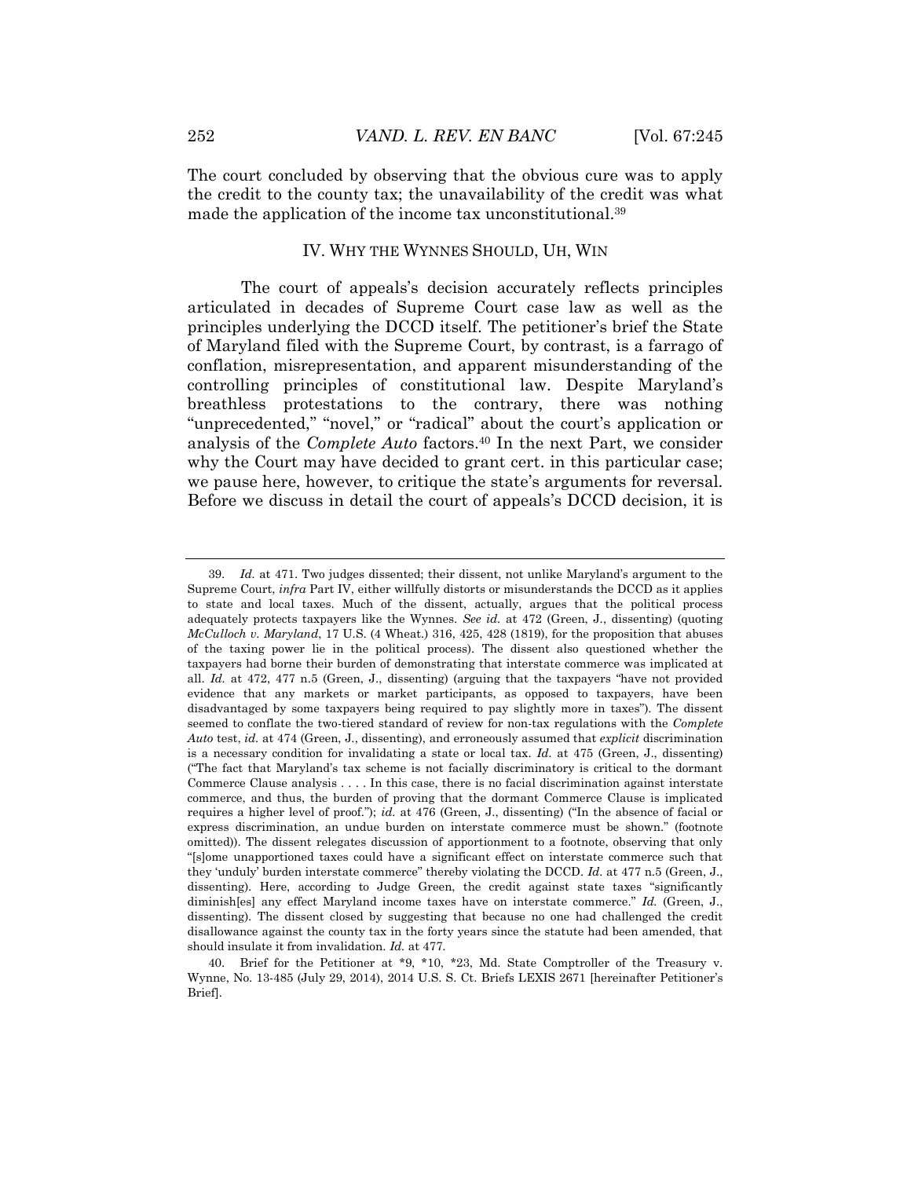The court concluded by observing that the obvious cure was to apply the credit to the county tax; the unavailability of the credit was what made the application of the income tax unconstitutional.[39]

## IV. WHY THE WYNNES SHOULD, UH, WIN

The court of appeals's decision accurately reflects principles articulated in decades of Supreme Court case law as well as the principles underlying the DCCD itself. The petitioner's brief the State of Maryland filed with the Supreme Court, by contrast, is a farrago of conflation, misrepresentation, and apparent misunderstanding of the controlling principles of constitutional law. Despite Maryland's breathless protestations to the contrary, there was nothing "unprecedented," "novel," or "radical" about the court's application or analysis of the *Complete Auto* factors.[40] In the next Part, we consider why the Court may have decided to grant cert. in this particular case; we pause here, however, to critique the state's arguments for reversal. Before we discuss in detail the court of appeals's DCCD decision, it is

---

39. *Id.* at 471. Two judges dissented; their dissent, not unlike Maryland's argument to the Supreme Court, *infra* Part IV, either willfully distorts or misunderstands the DCCD as it applies to state and local taxes. Much of the dissent, actually, argues that the political process adequately protects taxpayers like the Wynnes. *See id.* at 472 (Green, J., dissenting) (quoting *McCulloch v. Maryland*, 17 U.S. (4 Wheat.) 316, 425, 428 (1819), for the proposition that abuses of the taxing power lie in the political process). The dissent also questioned whether the taxpayers had borne their burden of demonstrating that interstate commerce was implicated at all. *Id.* at 472, 477 n.5 (Green, J., dissenting) (arguing that the taxpayers "have not provided evidence that any markets or market participants, as opposed to taxpayers, have been disadvantaged by some taxpayers being required to pay slightly more in taxes"). The dissent seemed to conflate the two-tiered standard of review for non-tax regulations with the *Complete Auto* test, *id.* at 474 (Green, J., dissenting), and erroneously assumed that *explicit* discrimination is a necessary condition for invalidating a state or local tax. *Id.* at 475 (Green, J., dissenting) ("The fact that Maryland's tax scheme is not facially discriminatory is critical to the dormant Commerce Clause analysis . . . . In this case, there is no facial discrimination against interstate commerce, and thus, the burden of proving that the dormant Commerce Clause is implicated requires a higher level of proof."); *id.* at 476 (Green, J., dissenting) ("In the absence of facial or express discrimination, an undue burden on interstate commerce must be shown." (footnote omitted)). The dissent relegates discussion of apportionment to a footnote, observing that only "[s]ome unapportioned taxes could have a significant effect on interstate commerce such that they 'unduly' burden interstate commerce" thereby violating the DCCD. *Id.* at 477 n.5 (Green, J., dissenting). Here, according to Judge Green, the credit against state taxes "significantly diminish[es] any effect Maryland income taxes have on interstate commerce." *Id.* (Green, J., dissenting). The dissent closed by suggesting that because no one had challenged the credit disallowance against the county tax in the forty years since the statute had been amended, that should insulate it from invalidation. *Id.* at 477.

40. Brief for the Petitioner at *9, *10, *23, Md. State Comptroller of the Treasury v. Wynne, No. 13-485 (July 29, 2014), 2014 U.S. S. Ct. Briefs LEXIS 2671 [hereinafter Petitioner's Brief].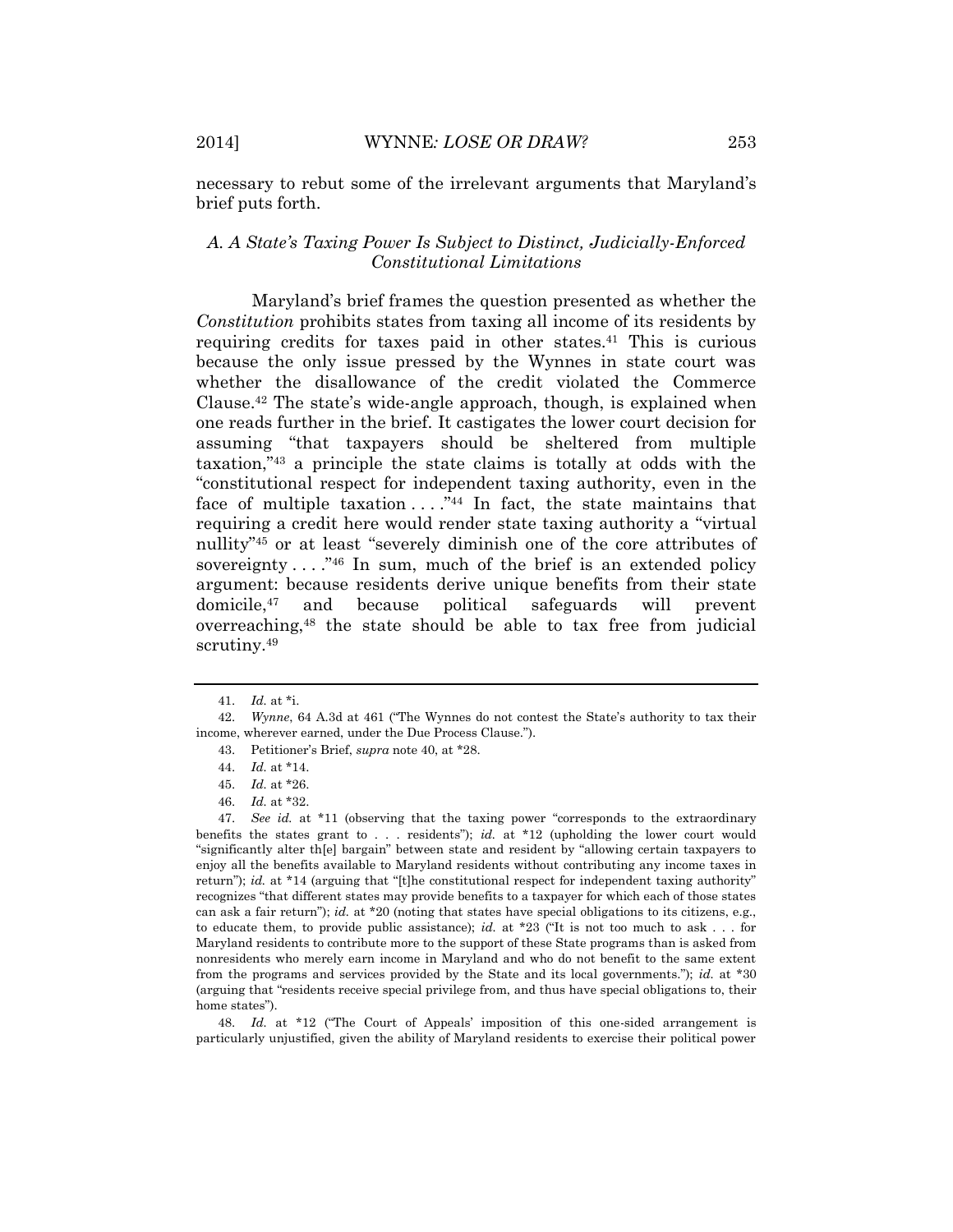necessary to rebut some of the irrelevant arguments that Maryland's brief puts forth.

### *A. A State's Taxing Power Is Subject to Distinct, Judicially-Enforced Constitutional Limitations*

Maryland's brief frames the question presented as whether the *Constitution* prohibits states from taxing all income of its residents by requiring credits for taxes paid in other states.[41] This is curious because the only issue pressed by the Wynnes in state court was whether the disallowance of the credit violated the Commerce Clause.[42] The state's wide-angle approach, though, is explained when one reads further in the brief. It castigates the lower court decision for assuming "that taxpayers should be sheltered from multiple taxation,"[43] a principle the state claims is totally at odds with the "constitutional respect for independent taxing authority, even in the face of multiple taxation . . . ."[44] In fact, the state maintains that requiring a credit here would render state taxing authority a "virtual nullity"[45] or at least "severely diminish one of the core attributes of sovereignty . . . ."[46] In sum, much of the brief is an extended policy argument: because residents derive unique benefits from their state domicile,[47] and because political safeguards will prevent overreaching,[48] the state should be able to tax free from judicial scrutiny.[49]

---

41. *Id.* at *i.

42. *Wynne*, 64 A.3d at 461 ("The Wynnes do not contest the State's authority to tax their income, wherever earned, under the Due Process Clause.").

43. Petitioner's Brief, *supra* note 40, at *28.

44. *Id.* at *14.

45. *Id.* at *26.

46. *Id.* at *32.

47. *See id.* at *11 (observing that the taxing power "corresponds to the extraordinary benefits the states grant to . . . residents"); *id.* at *12 (upholding the lower court would "significantly alter th[e] bargain" between state and resident by "allowing certain taxpayers to enjoy all the benefits available to Maryland residents without contributing any income taxes in return"); *id.* at *14 (arguing that "[t]he constitutional respect for independent taxing authority" recognizes "that different states may provide benefits to a taxpayer for which each of those states can ask a fair return"); *id.* at *20 (noting that states have special obligations to its citizens, e.g., to educate them, to provide public assistance); *id.* at *23 ("It is not too much to ask . . . for Maryland residents to contribute more to the support of these State programs than is asked from nonresidents who merely earn income in Maryland and who do not benefit to the same extent from the programs and services provided by the State and its local governments."); *id.* at *30 (arguing that "residents receive special privilege from, and thus have special obligations to, their home states").

48. *Id.* at *12 ("The Court of Appeals' imposition of this one-sided arrangement is particularly unjustified, given the ability of Maryland residents to exercise their political power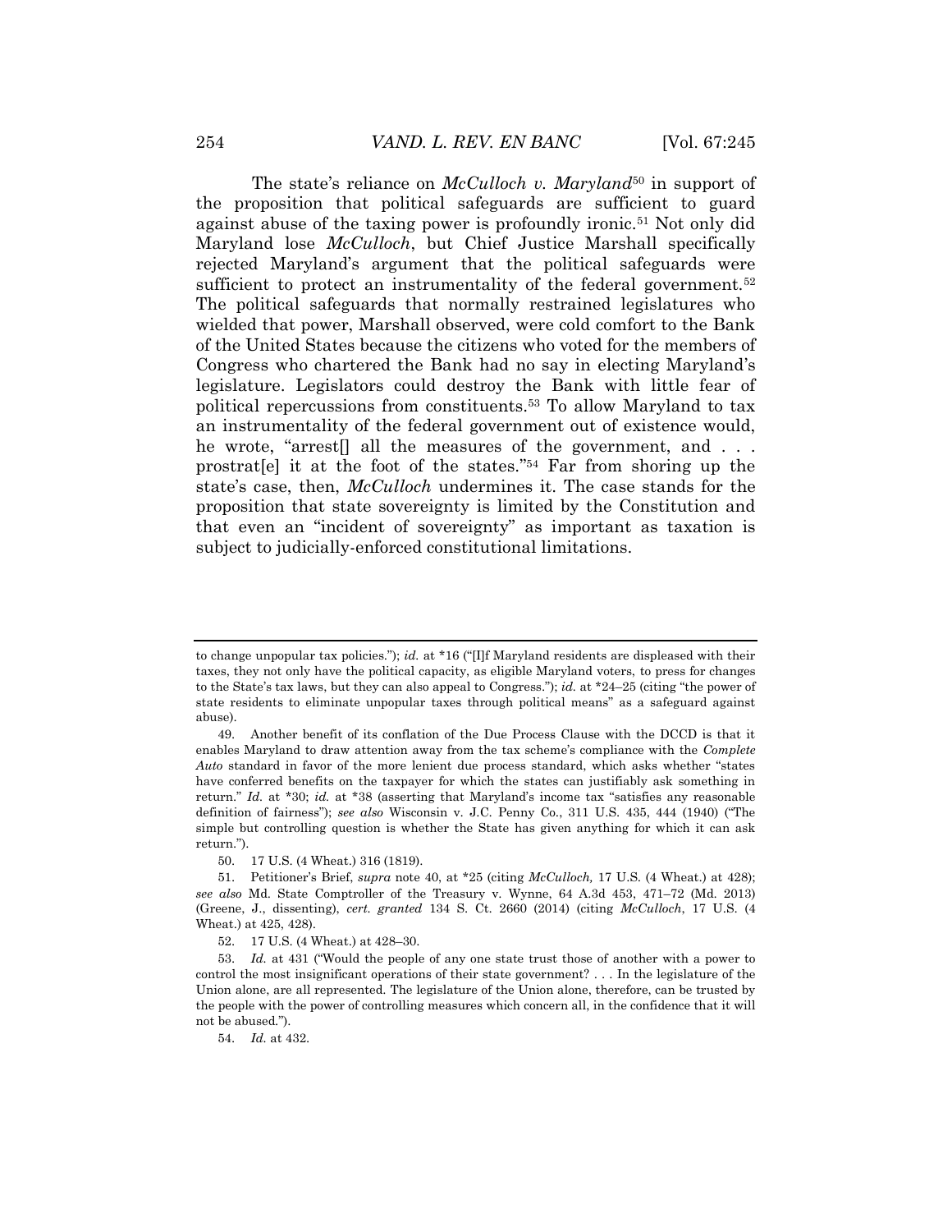The state's reliance on *McCulloch v. Maryland*[50] in support of the proposition that political safeguards are sufficient to guard against abuse of the taxing power is profoundly ironic.[51] Not only did Maryland lose *McCulloch*, but Chief Justice Marshall specifically rejected Maryland's argument that the political safeguards were sufficient to protect an instrumentality of the federal government.[52] The political safeguards that normally restrained legislatures who wielded that power, Marshall observed, were cold comfort to the Bank of the United States because the citizens who voted for the members of Congress who chartered the Bank had no say in electing Maryland's legislature. Legislators could destroy the Bank with little fear of political repercussions from constituents.[53] To allow Maryland to tax an instrumentality of the federal government out of existence would, he wrote, "arrest[] all the measures of the government, and . . . prostrat[e] it at the foot of the states."[54] Far from shoring up the state's case, then, *McCulloch* undermines it. The case stands for the proposition that state sovereignty is limited by the Constitution and that even an "incident of sovereignty" as important as taxation is subject to judicially-enforced constitutional limitations.

---

to change unpopular tax policies."); *id.* at \*16 ("[I]f Maryland residents are displeased with their taxes, they not only have the political capacity, as eligible Maryland voters, to press for changes to the State's tax laws, but they can also appeal to Congress."); *id.* at \*24–25 (citing "the power of state residents to eliminate unpopular taxes through political means" as a safeguard against abuse).

49. Another benefit of its conflation of the Due Process Clause with the DCCD is that it enables Maryland to draw attention away from the tax scheme's compliance with the *Complete Auto* standard in favor of the more lenient due process standard, which asks whether "states have conferred benefits on the taxpayer for which the states can justifiably ask something in return." *Id.* at \*30; *id.* at \*38 (asserting that Maryland's income tax "satisfies any reasonable definition of fairness"); *see also* Wisconsin v. J.C. Penny Co., 311 U.S. 435, 444 (1940) ("The simple but controlling question is whether the State has given anything for which it can ask return.").

50. 17 U.S. (4 Wheat.) 316 (1819).

51. Petitioner's Brief, *supra* note 40, at \*25 (citing *McCulloch,* 17 U.S. (4 Wheat.) at 428); *see also* Md. State Comptroller of the Treasury v. Wynne, 64 A.3d 453, 471–72 (Md. 2013) (Greene, J., dissenting), *cert. granted* 134 S. Ct. 2660 (2014) (citing *McCulloch*, 17 U.S. (4 Wheat.) at 425, 428).

52. 17 U.S. (4 Wheat.) at 428–30.

53. *Id.* at 431 ("Would the people of any one state trust those of another with a power to control the most insignificant operations of their state government? . . . In the legislature of the Union alone, are all represented. The legislature of the Union alone, therefore, can be trusted by the people with the power of controlling measures which concern all, in the confidence that it will not be abused.").

54. *Id.* at 432.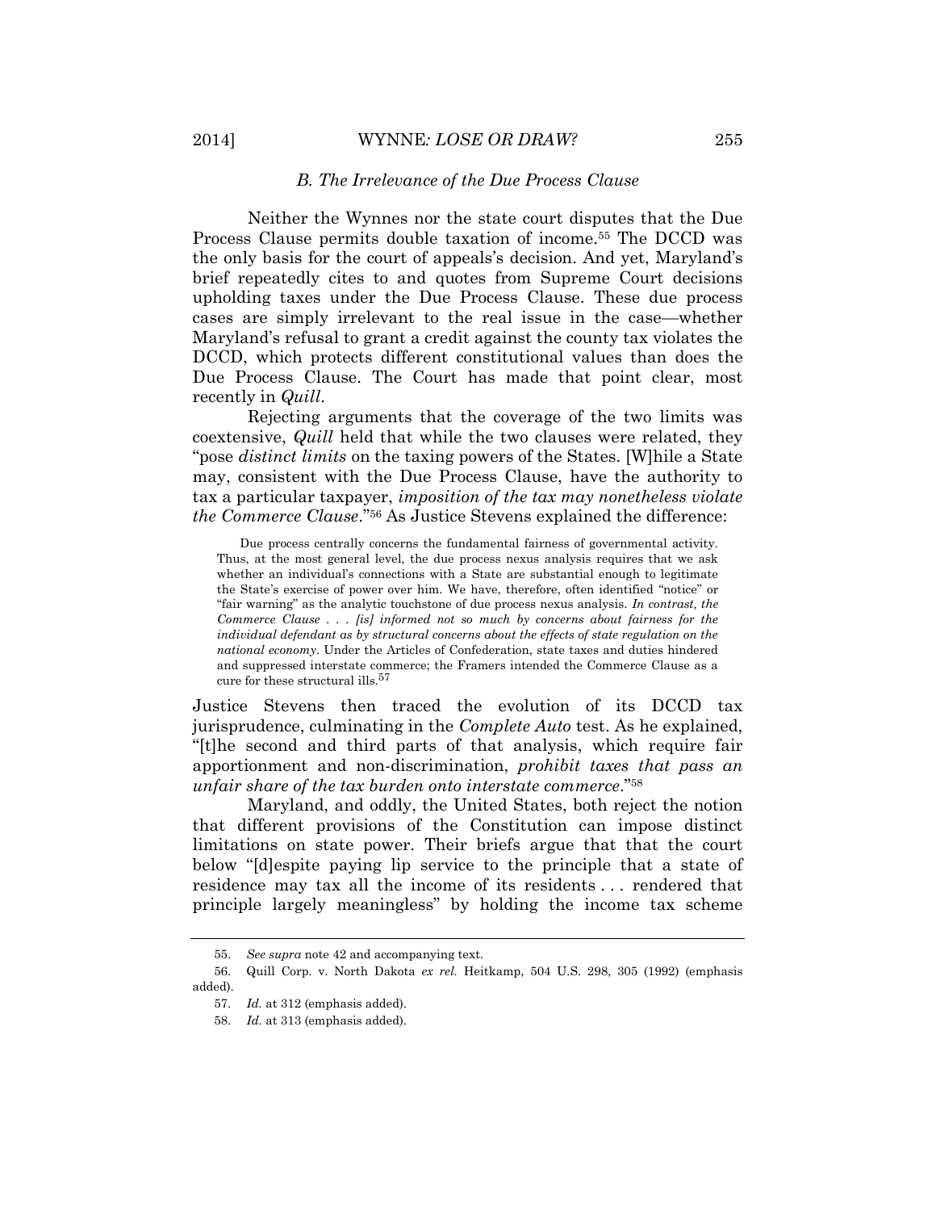### *B. The Irrelevance of the Due Process Clause*

Neither the Wynnes nor the state court disputes that the Due Process Clause permits double taxation of income.[55] The DCCD was the only basis for the court of appeals's decision. And yet, Maryland's brief repeatedly cites to and quotes from Supreme Court decisions upholding taxes under the Due Process Clause. These due process cases are simply irrelevant to the real issue in the case—whether Maryland's refusal to grant a credit against the county tax violates the DCCD, which protects different constitutional values than does the Due Process Clause. The Court has made that point clear, most recently in *Quill*.

Rejecting arguments that the coverage of the two limits was coextensive, *Quill* held that while the two clauses were related, they "pose *distinct limits* on the taxing powers of the States. [W]hile a State may, consistent with the Due Process Clause, have the authority to tax a particular taxpayer, *imposition of the tax may nonetheless violate the Commerce Clause*."[56] As Justice Stevens explained the difference:

> Due process centrally concerns the fundamental fairness of governmental activity. Thus, at the most general level, the due process nexus analysis requires that we ask whether an individual's connections with a State are substantial enough to legitimate the State's exercise of power over him. We have, therefore, often identified "notice" or "fair warning" as the analytic touchstone of due process nexus analysis. *In contrast, the Commerce Clause . . . [is] informed not so much by concerns about fairness for the individual defendant as by structural concerns about the effects of state regulation on the national economy*. Under the Articles of Confederation, state taxes and duties hindered and suppressed interstate commerce; the Framers intended the Commerce Clause as a cure for these structural ills.[57]

Justice Stevens then traced the evolution of its DCCD tax jurisprudence, culminating in the *Complete Auto* test. As he explained, "[t]he second and third parts of that analysis, which require fair apportionment and non-discrimination, *prohibit taxes that pass an unfair share of the tax burden onto interstate commerce*."[58]

Maryland, and oddly, the United States, both reject the notion that different provisions of the Constitution can impose distinct limitations on state power. Their briefs argue that that the court below "[d]espite paying lip service to the principle that a state of residence may tax all the income of its residents . . . rendered that principle largely meaningless" by holding the income tax scheme

---

55. *See supra* note 42 and accompanying text.

56. Quill Corp. v. North Dakota *ex rel.* Heitkamp, 504 U.S. 298, 305 (1992) (emphasis added).

57. *Id.* at 312 (emphasis added).

58. *Id.* at 313 (emphasis added).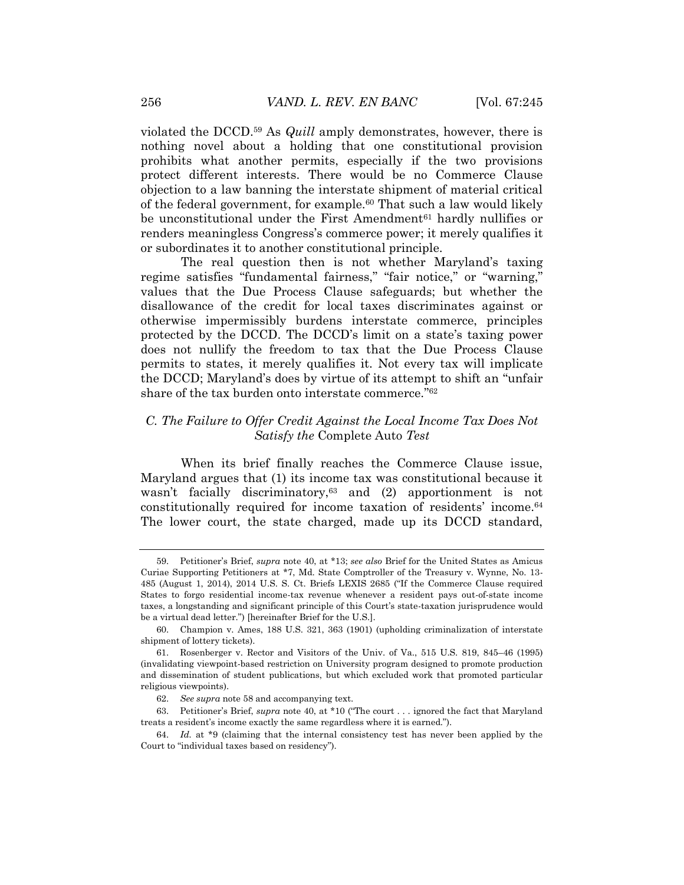violated the DCCD.[59] As *Quill* amply demonstrates, however, there is nothing novel about a holding that one constitutional provision prohibits what another permits, especially if the two provisions protect different interests. There would be no Commerce Clause objection to a law banning the interstate shipment of material critical of the federal government, for example.[60] That such a law would likely be unconstitutional under the First Amendment[61] hardly nullifies or renders meaningless Congress's commerce power; it merely qualifies it or subordinates it to another constitutional principle.

The real question then is not whether Maryland's taxing regime satisfies "fundamental fairness," "fair notice," or "warning," values that the Due Process Clause safeguards; but whether the disallowance of the credit for local taxes discriminates against or otherwise impermissibly burdens interstate commerce, principles protected by the DCCD. The DCCD's limit on a state's taxing power does not nullify the freedom to tax that the Due Process Clause permits to states, it merely qualifies it. Not every tax will implicate the DCCD; Maryland's does by virtue of its attempt to shift an "unfair share of the tax burden onto interstate commerce."[62]

### *C. The Failure to Offer Credit Against the Local Income Tax Does Not Satisfy the* Complete Auto *Test*

When its brief finally reaches the Commerce Clause issue, Maryland argues that (1) its income tax was constitutional because it wasn't facially discriminatory,[63] and (2) apportionment is not constitutionally required for income taxation of residents' income.[64] The lower court, the state charged, made up its DCCD standard,

---

59. Petitioner's Brief, *supra* note 40, at *13; *see also* Brief for the United States as Amicus Curiae Supporting Petitioners at *7, Md. State Comptroller of the Treasury v. Wynne, No. 13-485 (August 1, 2014), 2014 U.S. S. Ct. Briefs LEXIS 2685 ("If the Commerce Clause required States to forgo residential income-tax revenue whenever a resident pays out-of-state income taxes, a longstanding and significant principle of this Court's state-taxation jurisprudence would be a virtual dead letter.") [hereinafter Brief for the U.S.].

60. Champion v. Ames, 188 U.S. 321, 363 (1901) (upholding criminalization of interstate shipment of lottery tickets).

61. Rosenberger v. Rector and Visitors of the Univ. of Va., 515 U.S. 819, 845–46 (1995) (invalidating viewpoint-based restriction on University program designed to promote production and dissemination of student publications, but which excluded work that promoted particular religious viewpoints).

62. *See supra* note 58 and accompanying text.

63. Petitioner's Brief, *supra* note 40, at *10 ("The court . . . ignored the fact that Maryland treats a resident's income exactly the same regardless where it is earned.").

64. *Id.* at *9 (claiming that the internal consistency test has never been applied by the Court to "individual taxes based on residency").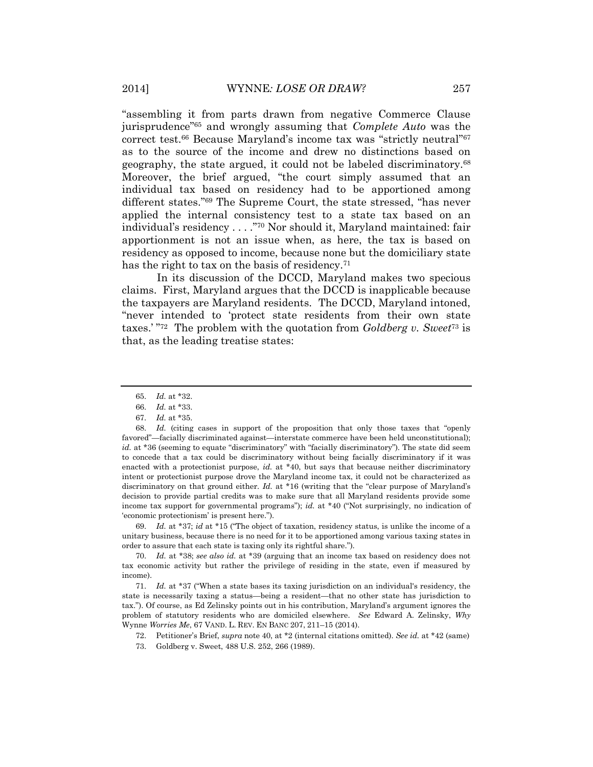"assembling it from parts drawn from negative Commerce Clause jurisprudence"[65] and wrongly assuming that *Complete Auto* was the correct test.[66] Because Maryland's income tax was "strictly neutral"[67] as to the source of the income and drew no distinctions based on geography, the state argued, it could not be labeled discriminatory.[68] Moreover, the brief argued, "the court simply assumed that an individual tax based on residency had to be apportioned among different states."[69] The Supreme Court, the state stressed, "has never applied the internal consistency test to a state tax based on an individual's residency . . . ."[70] Nor should it, Maryland maintained: fair apportionment is not an issue when, as here, the tax is based on residency as opposed to income, because none but the domiciliary state has the right to tax on the basis of residency.[71]

In its discussion of the DCCD, Maryland makes two specious claims. First, Maryland argues that the DCCD is inapplicable because the taxpayers are Maryland residents. The DCCD, Maryland intoned, "never intended to 'protect state residents from their own state taxes.' "[72] The problem with the quotation from *Goldberg v. Sweet*[73] is that, as the leading treatise states:

---

65. *Id.* at \*32.

66. *Id.* at \*33.

67. *Id.* at \*35.

68. *Id.* (citing cases in support of the proposition that only those taxes that "openly favored"—facially discriminated against—interstate commerce have been held unconstitutional); *id.* at \*36 (seeming to equate "discriminatory" with "facially discriminatory"). The state did seem to concede that a tax could be discriminatory without being facially discriminatory if it was enacted with a protectionist purpose, *id.* at \*40, but says that because neither discriminatory intent or protectionist purpose drove the Maryland income tax, it could not be characterized as discriminatory on that ground either. *Id.* at \*16 (writing that the "clear purpose of Maryland's decision to provide partial credits was to make sure that all Maryland residents provide some income tax support for governmental programs"); *id.* at \*40 ("Not surprisingly, no indication of 'economic protectionism' is present here.").

69. *Id.* at \*37; *id* at \*15 ("The object of taxation, residency status, is unlike the income of a unitary business, because there is no need for it to be apportioned among various taxing states in order to assure that each state is taxing only its rightful share.").

70. *Id.* at \*38; *see also id.* at \*39 (arguing that an income tax based on residency does not tax economic activity but rather the privilege of residing in the state, even if measured by income).

71. *Id.* at \*37 ("When a state bases its taxing jurisdiction on an individual's residency, the state is necessarily taxing a status—being a resident—that no other state has jurisdiction to tax."). Of course, as Ed Zelinsky points out in his contribution, Maryland's argument ignores the problem of statutory residents who are domiciled elsewhere. *See* Edward A. Zelinsky, *Why* Wynne *Worries Me*, 67 VAND. L. REV. EN BANC 207, 211–15 (2014).

72. Petitioner's Brief, *supra* note 40, at \*2 (internal citations omitted). *See id.* at \*42 (same)

73. Goldberg v. Sweet, 488 U.S. 252, 266 (1989).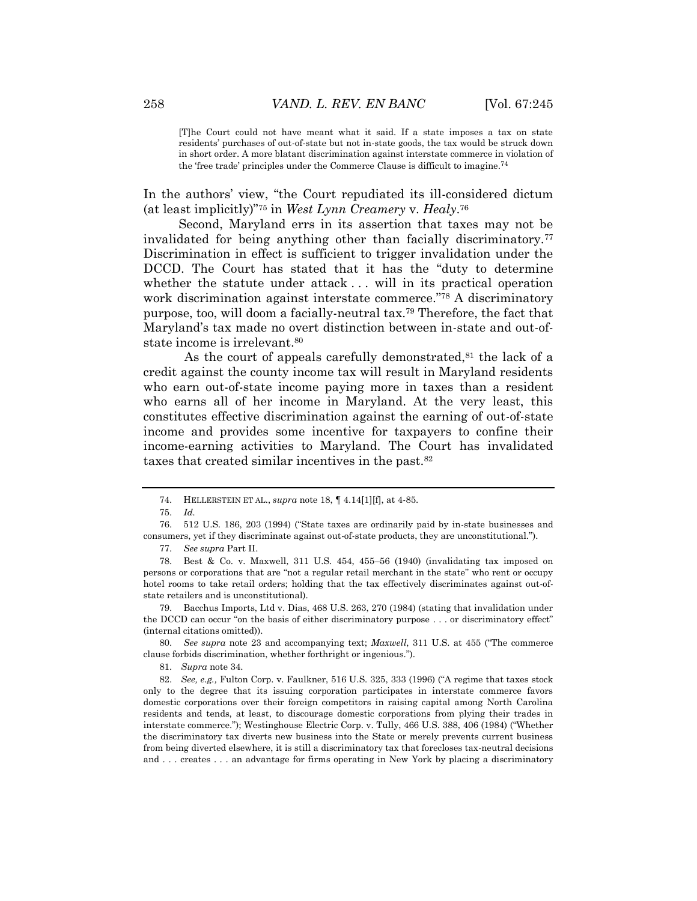> [T]he Court could not have meant what it said. If a state imposes a tax on state residents' purchases of out-of-state but not in-state goods, the tax would be struck down in short order. A more blatant discrimination against interstate commerce in violation of the 'free trade' principles under the Commerce Clause is difficult to imagine.[74]

In the authors' view, "the Court repudiated its ill-considered dictum (at least implicitly)"[75] in *West Lynn Creamery* v. *Healy*.[76]

Second, Maryland errs in its assertion that taxes may not be invalidated for being anything other than facially discriminatory.[77] Discrimination in effect is sufficient to trigger invalidation under the DCCD. The Court has stated that it has the "duty to determine whether the statute under attack . . . will in its practical operation work discrimination against interstate commerce."[78] A discriminatory purpose, too, will doom a facially-neutral tax.[79] Therefore, the fact that Maryland's tax made no overt distinction between in-state and out-of-state income is irrelevant.[80]

As the court of appeals carefully demonstrated,[81] the lack of a credit against the county income tax will result in Maryland residents who earn out-of-state income paying more in taxes than a resident who earns all of her income in Maryland. At the very least, this constitutes effective discrimination against the earning of out-of-state income and provides some incentive for taxpayers to confine their income-earning activities to Maryland. The Court has invalidated taxes that created similar incentives in the past.[82]

---

74. HELLERSTEIN ET AL., *supra* note 18, ¶ 4.14[1][f], at 4-85.

75. *Id.*

76. 512 U.S. 186, 203 (1994) ("State taxes are ordinarily paid by in-state businesses and consumers, yet if they discriminate against out-of-state products, they are unconstitutional.").

77. *See supra* Part II.

78. Best & Co. v. Maxwell, 311 U.S. 454, 455–56 (1940) (invalidating tax imposed on persons or corporations that are "not a regular retail merchant in the state" who rent or occupy hotel rooms to take retail orders; holding that the tax effectively discriminates against out-of-state retailers and is unconstitutional).

79. Bacchus Imports, Ltd v. Dias, 468 U.S. 263, 270 (1984) (stating that invalidation under the DCCD can occur "on the basis of either discriminatory purpose . . . or discriminatory effect" (internal citations omitted)).

80. *See supra* note 23 and accompanying text; *Maxwell*, 311 U.S. at 455 ("The commerce clause forbids discrimination, whether forthright or ingenious.").

81. *Supra* note 34.

82. *See, e.g.,* Fulton Corp. v. Faulkner, 516 U.S. 325, 333 (1996) ("A regime that taxes stock only to the degree that its issuing corporation participates in interstate commerce favors domestic corporations over their foreign competitors in raising capital among North Carolina residents and tends, at least, to discourage domestic corporations from plying their trades in interstate commerce."); Westinghouse Electric Corp. v. Tully, 466 U.S. 388, 406 (1984) ("Whether the discriminatory tax diverts new business into the State or merely prevents current business from being diverted elsewhere, it is still a discriminatory tax that forecloses tax-neutral decisions and . . . creates . . . an advantage for firms operating in New York by placing a discriminatory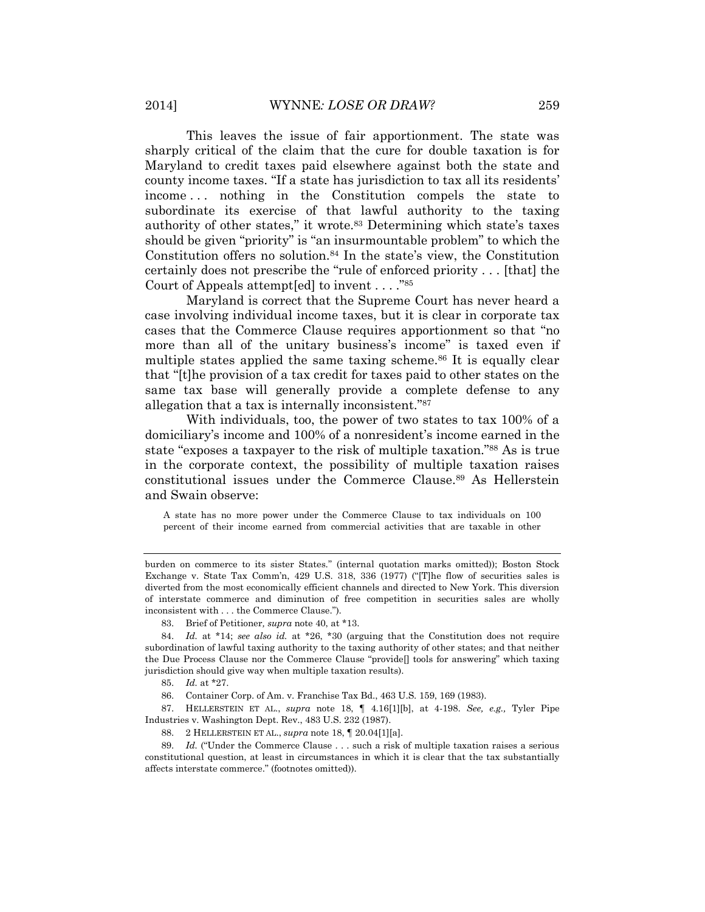This leaves the issue of fair apportionment. The state was sharply critical of the claim that the cure for double taxation is for Maryland to credit taxes paid elsewhere against both the state and county income taxes. "If a state has jurisdiction to tax all its residents' income . . . nothing in the Constitution compels the state to subordinate its exercise of that lawful authority to the taxing authority of other states," it wrote.[83] Determining which state's taxes should be given "priority" is "an insurmountable problem" to which the Constitution offers no solution.[84] In the state's view, the Constitution certainly does not prescribe the "rule of enforced priority . . . [that] the Court of Appeals attempt[ed] to invent . . . ."[85]

Maryland is correct that the Supreme Court has never heard a case involving individual income taxes, but it is clear in corporate tax cases that the Commerce Clause requires apportionment so that "no more than all of the unitary business's income" is taxed even if multiple states applied the same taxing scheme.[86] It is equally clear that "[t]he provision of a tax credit for taxes paid to other states on the same tax base will generally provide a complete defense to any allegation that a tax is internally inconsistent."[87]

With individuals, too, the power of two states to tax 100% of a domiciliary's income and 100% of a nonresident's income earned in the state "exposes a taxpayer to the risk of multiple taxation."[88] As is true in the corporate context, the possibility of multiple taxation raises constitutional issues under the Commerce Clause.[89] As Hellerstein and Swain observe:

> A state has no more power under the Commerce Clause to tax individuals on 100 percent of their income earned from commercial activities that are taxable in other

---

burden on commerce to its sister States." (internal quotation marks omitted)); Boston Stock Exchange v. State Tax Comm'n, 429 U.S. 318, 336 (1977) ("[T]he flow of securities sales is diverted from the most economically efficient channels and directed to New York. This diversion of interstate commerce and diminution of free competition in securities sales are wholly inconsistent with . . . the Commerce Clause.").

83. Brief of Petitioner, *supra* note 40, at *13.

84. *Id.* at *14; *see also id.* at *26, *30 (arguing that the Constitution does not require subordination of lawful taxing authority to the taxing authority of other states; and that neither the Due Process Clause nor the Commerce Clause "provide[] tools for answering" which taxing jurisdiction should give way when multiple taxation results).

85. *Id.* at *27.

86. Container Corp. of Am. v. Franchise Tax Bd., 463 U.S. 159, 169 (1983).

87. HELLERSTEIN ET AL., *supra* note 18, ¶ 4.16[1][b], at 4-198. *See, e.g.,* Tyler Pipe Industries v. Washington Dept. Rev., 483 U.S. 232 (1987).

88. 2 HELLERSTEIN ET AL., *supra* note 18, ¶ 20.04[1][a].

89. *Id.* ("Under the Commerce Clause . . . such a risk of multiple taxation raises a serious constitutional question, at least in circumstances in which it is clear that the tax substantially affects interstate commerce." (footnotes omitted)).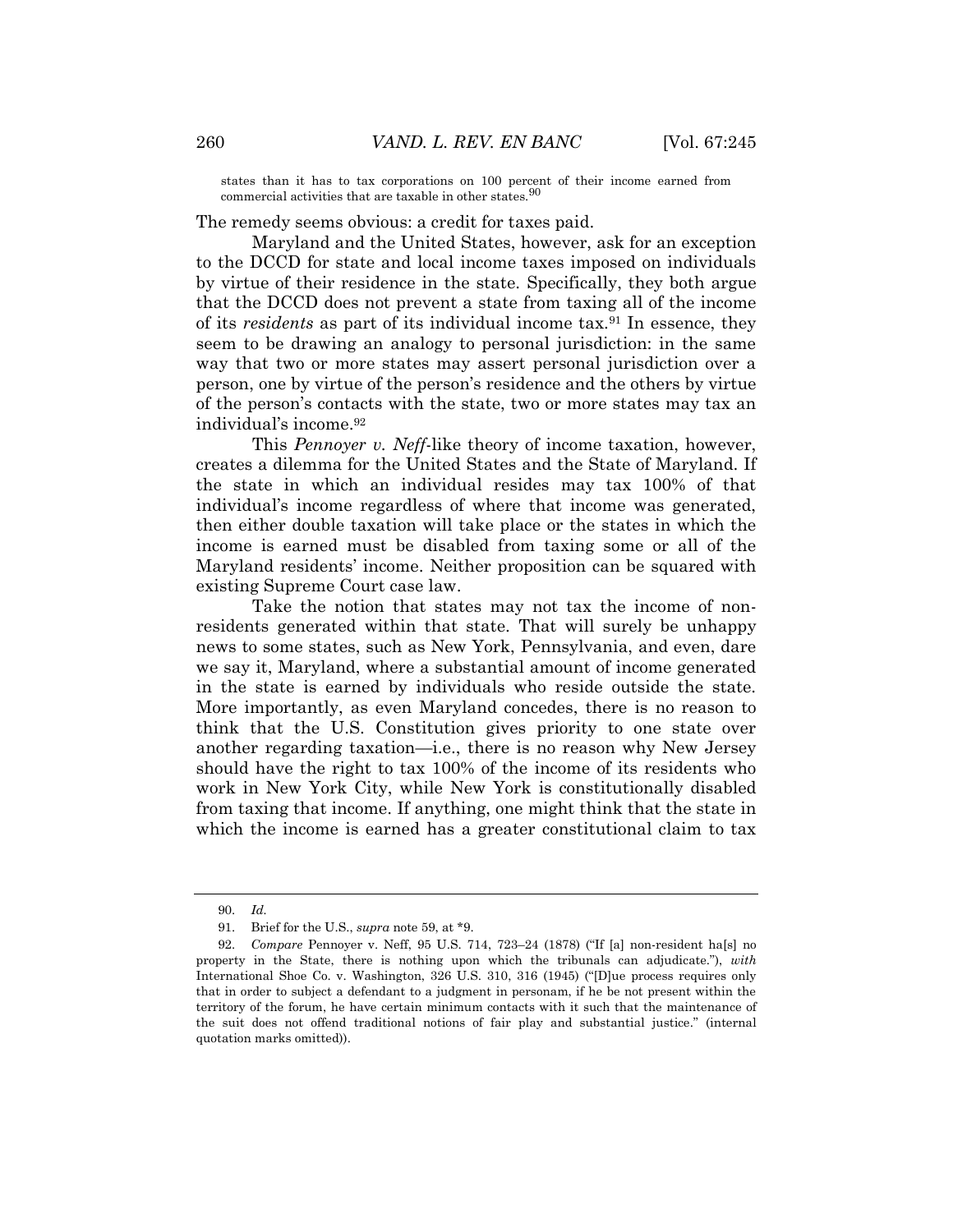states than it has to tax corporations on 100 percent of their income earned from commercial activities that are taxable in other states.[90]

The remedy seems obvious: a credit for taxes paid.

Maryland and the United States, however, ask for an exception to the DCCD for state and local income taxes imposed on individuals by virtue of their residence in the state. Specifically, they both argue that the DCCD does not prevent a state from taxing all of the income of its *residents* as part of its individual income tax.[91] In essence, they seem to be drawing an analogy to personal jurisdiction: in the same way that two or more states may assert personal jurisdiction over a person, one by virtue of the person's residence and the others by virtue of the person's contacts with the state, two or more states may tax an individual's income.[92]

This *Pennoyer v. Neff*-like theory of income taxation, however, creates a dilemma for the United States and the State of Maryland. If the state in which an individual resides may tax 100% of that individual's income regardless of where that income was generated, then either double taxation will take place or the states in which the income is earned must be disabled from taxing some or all of the Maryland residents' income. Neither proposition can be squared with existing Supreme Court case law.

Take the notion that states may not tax the income of non-residents generated within that state. That will surely be unhappy news to some states, such as New York, Pennsylvania, and even, dare we say it, Maryland, where a substantial amount of income generated in the state is earned by individuals who reside outside the state. More importantly, as even Maryland concedes, there is no reason to think that the U.S. Constitution gives priority to one state over another regarding taxation—i.e., there is no reason why New Jersey should have the right to tax 100% of the income of its residents who work in New York City, while New York is constitutionally disabled from taxing that income. If anything, one might think that the state in which the income is earned has a greater constitutional claim to tax

---

90. *Id.*

91. Brief for the U.S., *supra* note 59, at *9.

92. *Compare* Pennoyer v. Neff, 95 U.S. 714, 723–24 (1878) ("If [a] non-resident ha[s] no property in the State, there is nothing upon which the tribunals can adjudicate."), *with* International Shoe Co. v. Washington, 326 U.S. 310, 316 (1945) ("[D]ue process requires only that in order to subject a defendant to a judgment in personam, if he be not present within the territory of the forum, he have certain minimum contacts with it such that the maintenance of the suit does not offend traditional notions of fair play and substantial justice." (internal quotation marks omitted)).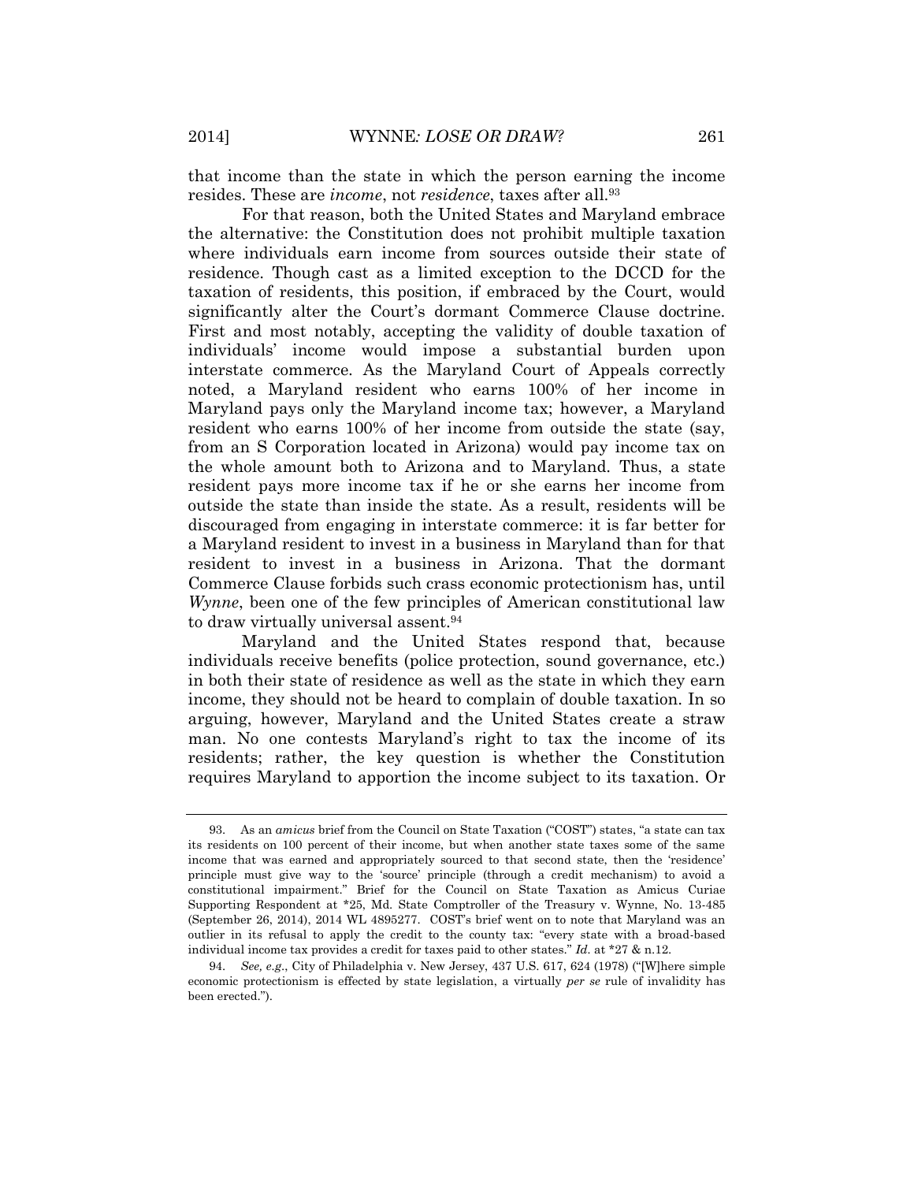that income than the state in which the person earning the income resides. These are *income*, not *residence*, taxes after all.[93]

For that reason, both the United States and Maryland embrace the alternative: the Constitution does not prohibit multiple taxation where individuals earn income from sources outside their state of residence. Though cast as a limited exception to the DCCD for the taxation of residents, this position, if embraced by the Court, would significantly alter the Court's dormant Commerce Clause doctrine. First and most notably, accepting the validity of double taxation of individuals' income would impose a substantial burden upon interstate commerce. As the Maryland Court of Appeals correctly noted, a Maryland resident who earns 100% of her income in Maryland pays only the Maryland income tax; however, a Maryland resident who earns 100% of her income from outside the state (say, from an S Corporation located in Arizona) would pay income tax on the whole amount both to Arizona and to Maryland. Thus, a state resident pays more income tax if he or she earns her income from outside the state than inside the state. As a result, residents will be discouraged from engaging in interstate commerce: it is far better for a Maryland resident to invest in a business in Maryland than for that resident to invest in a business in Arizona. That the dormant Commerce Clause forbids such crass economic protectionism has, until *Wynne*, been one of the few principles of American constitutional law to draw virtually universal assent.[94]

Maryland and the United States respond that, because individuals receive benefits (police protection, sound governance, etc.) in both their state of residence as well as the state in which they earn income, they should not be heard to complain of double taxation. In so arguing, however, Maryland and the United States create a straw man. No one contests Maryland's right to tax the income of its residents; rather, the key question is whether the Constitution requires Maryland to apportion the income subject to its taxation. Or

---

93. As an *amicus* brief from the Council on State Taxation ("COST") states, "a state can tax its residents on 100 percent of their income, but when another state taxes some of the same income that was earned and appropriately sourced to that second state, then the 'residence' principle must give way to the 'source' principle (through a credit mechanism) to avoid a constitutional impairment." Brief for the Council on State Taxation as Amicus Curiae Supporting Respondent at *25, Md. State Comptroller of the Treasury v. Wynne, No. 13-485 (September 26, 2014), 2014 WL 4895277. COST's brief went on to note that Maryland was an outlier in its refusal to apply the credit to the county tax: "every state with a broad-based individual income tax provides a credit for taxes paid to other states." *Id.* at *27 & n.12.

94. *See, e.g.*, City of Philadelphia v. New Jersey, 437 U.S. 617, 624 (1978) ("[W]here simple economic protectionism is effected by state legislation, a virtually *per se* rule of invalidity has been erected.").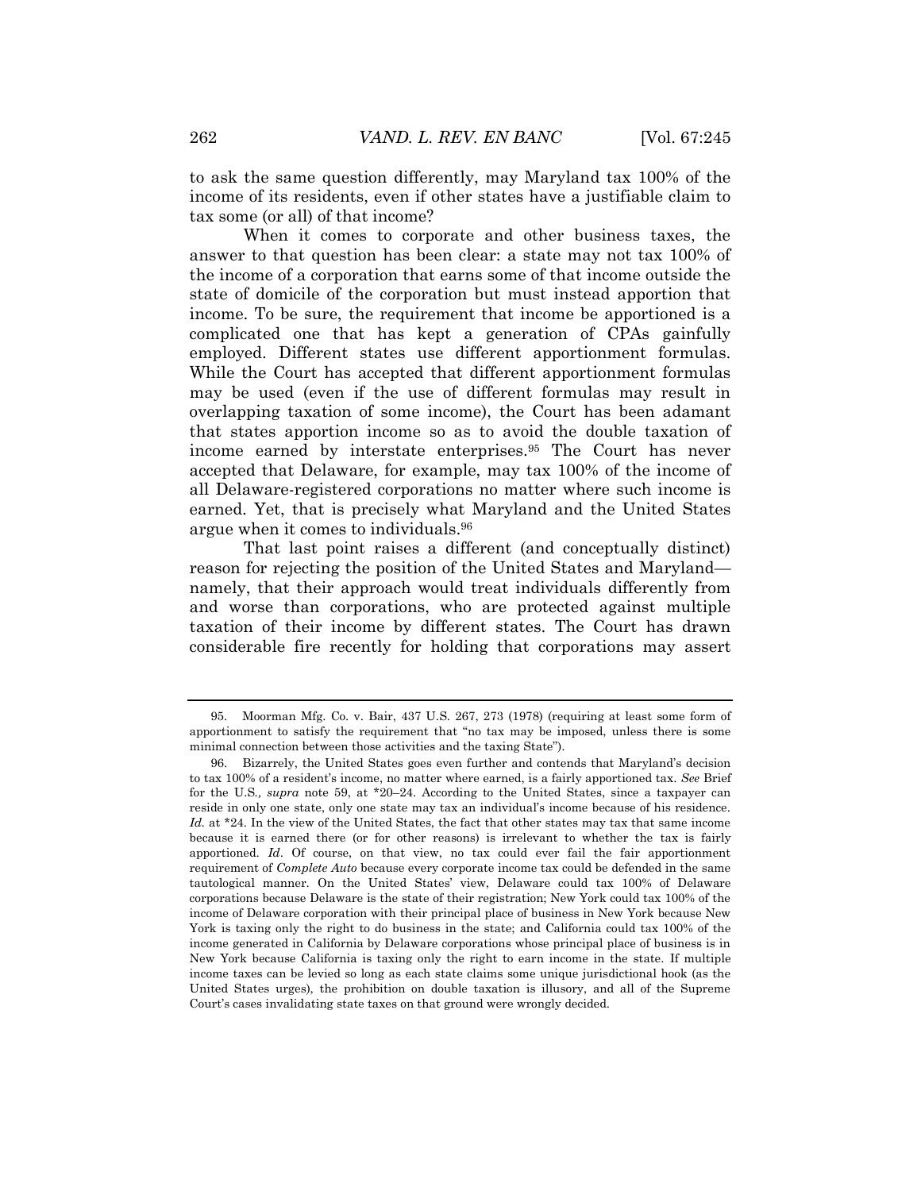to ask the same question differently, may Maryland tax 100% of the income of its residents, even if other states have a justifiable claim to tax some (or all) of that income?

When it comes to corporate and other business taxes, the answer to that question has been clear: a state may not tax 100% of the income of a corporation that earns some of that income outside the state of domicile of the corporation but must instead apportion that income. To be sure, the requirement that income be apportioned is a complicated one that has kept a generation of CPAs gainfully employed. Different states use different apportionment formulas. While the Court has accepted that different apportionment formulas may be used (even if the use of different formulas may result in overlapping taxation of some income), the Court has been adamant that states apportion income so as to avoid the double taxation of income earned by interstate enterprises.[95] The Court has never accepted that Delaware, for example, may tax 100% of the income of all Delaware-registered corporations no matter where such income is earned. Yet, that is precisely what Maryland and the United States argue when it comes to individuals.[96]

That last point raises a different (and conceptually distinct) reason for rejecting the position of the United States and Maryland—namely, that their approach would treat individuals differently from and worse than corporations, who are protected against multiple taxation of their income by different states. The Court has drawn considerable fire recently for holding that corporations may assert

---

95. Moorman Mfg. Co. v. Bair, 437 U.S. 267, 273 (1978) (requiring at least some form of apportionment to satisfy the requirement that "no tax may be imposed, unless there is some minimal connection between those activities and the taxing State").

96. Bizarrely, the United States goes even further and contends that Maryland's decision to tax 100% of a resident's income, no matter where earned, is a fairly apportioned tax. *See* Brief for the U.S., *supra* note 59, at *20–24. According to the United States, since a taxpayer can reside in only one state, only one state may tax an individual's income because of his residence. *Id.* at *24. In the view of the United States, the fact that other states may tax that same income because it is earned there (or for other reasons) is irrelevant to whether the tax is fairly apportioned. *Id*. Of course, on that view, no tax could ever fail the fair apportionment requirement of *Complete Auto* because every corporate income tax could be defended in the same tautological manner. On the United States' view, Delaware could tax 100% of Delaware corporations because Delaware is the state of their registration; New York could tax 100% of the income of Delaware corporation with their principal place of business in New York because New York is taxing only the right to do business in the state; and California could tax 100% of the income generated in California by Delaware corporations whose principal place of business is in New York because California is taxing only the right to earn income in the state. If multiple income taxes can be levied so long as each state claims some unique jurisdictional hook (as the United States urges), the prohibition on double taxation is illusory, and all of the Supreme Court's cases invalidating state taxes on that ground were wrongly decided.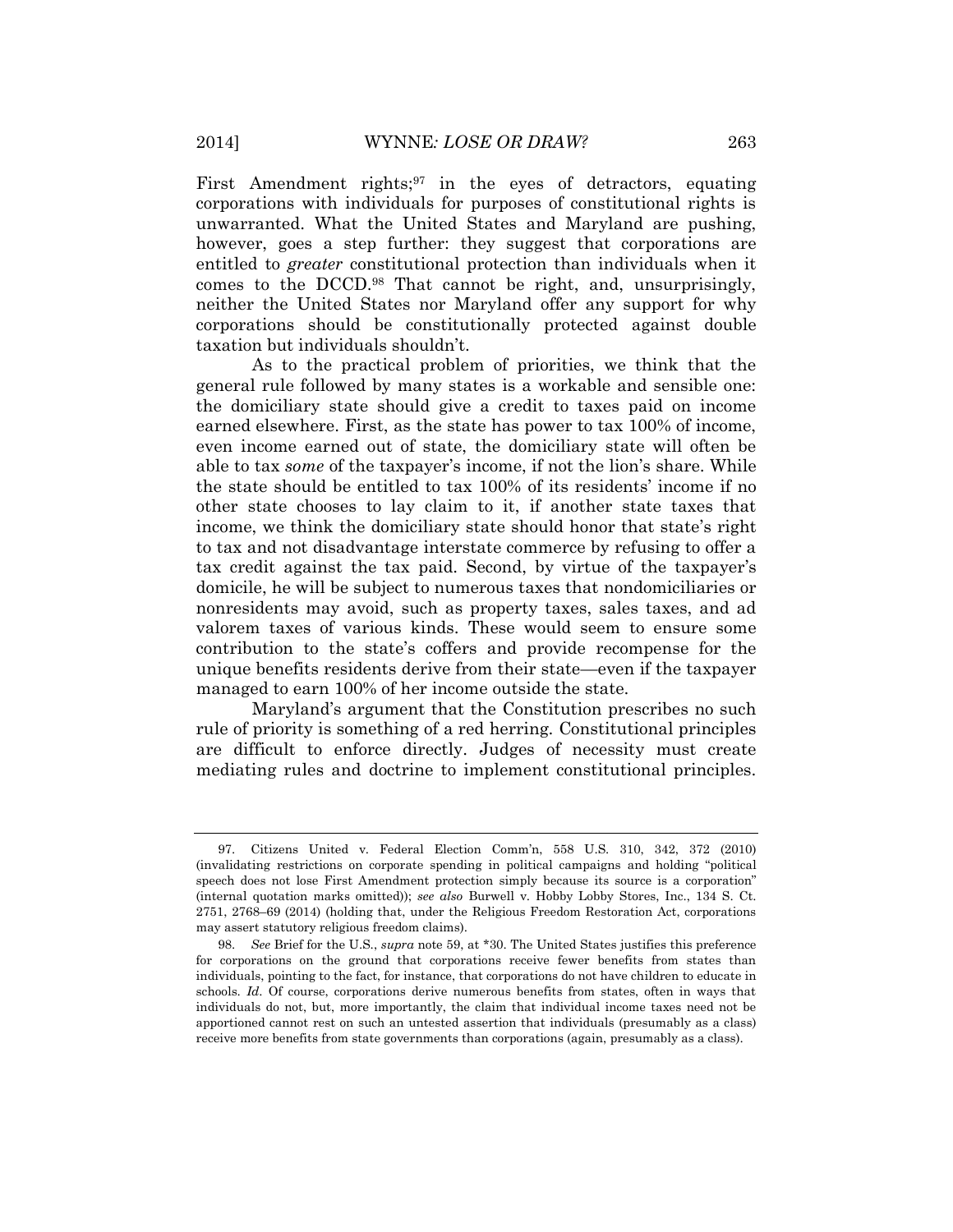First Amendment rights;[97] in the eyes of detractors, equating corporations with individuals for purposes of constitutional rights is unwarranted. What the United States and Maryland are pushing, however, goes a step further: they suggest that corporations are entitled to *greater* constitutional protection than individuals when it comes to the DCCD.[98] That cannot be right, and, unsurprisingly, neither the United States nor Maryland offer any support for why corporations should be constitutionally protected against double taxation but individuals shouldn't.

As to the practical problem of priorities, we think that the general rule followed by many states is a workable and sensible one: the domiciliary state should give a credit to taxes paid on income earned elsewhere. First, as the state has power to tax 100% of income, even income earned out of state, the domiciliary state will often be able to tax *some* of the taxpayer's income, if not the lion's share. While the state should be entitled to tax 100% of its residents' income if no other state chooses to lay claim to it, if another state taxes that income, we think the domiciliary state should honor that state's right to tax and not disadvantage interstate commerce by refusing to offer a tax credit against the tax paid. Second, by virtue of the taxpayer's domicile, he will be subject to numerous taxes that nondomiciliaries or nonresidents may avoid, such as property taxes, sales taxes, and ad valorem taxes of various kinds. These would seem to ensure some contribution to the state's coffers and provide recompense for the unique benefits residents derive from their state—even if the taxpayer managed to earn 100% of her income outside the state.

Maryland's argument that the Constitution prescribes no such rule of priority is something of a red herring. Constitutional principles are difficult to enforce directly. Judges of necessity must create mediating rules and doctrine to implement constitutional principles.

---

97. Citizens United v. Federal Election Comm'n, 558 U.S. 310, 342, 372 (2010) (invalidating restrictions on corporate spending in political campaigns and holding "political speech does not lose First Amendment protection simply because its source is a corporation" (internal quotation marks omitted)); *see also* Burwell v. Hobby Lobby Stores, Inc., 134 S. Ct. 2751, 2768–69 (2014) (holding that, under the Religious Freedom Restoration Act, corporations may assert statutory religious freedom claims).

98. *See* Brief for the U.S., *supra* note 59, at *30. The United States justifies this preference for corporations on the ground that corporations receive fewer benefits from states than individuals, pointing to the fact, for instance, that corporations do not have children to educate in schools. *Id*. Of course, corporations derive numerous benefits from states, often in ways that individuals do not, but, more importantly, the claim that individual income taxes need not be apportioned cannot rest on such an untested assertion that individuals (presumably as a class) receive more benefits from state governments than corporations (again, presumably as a class).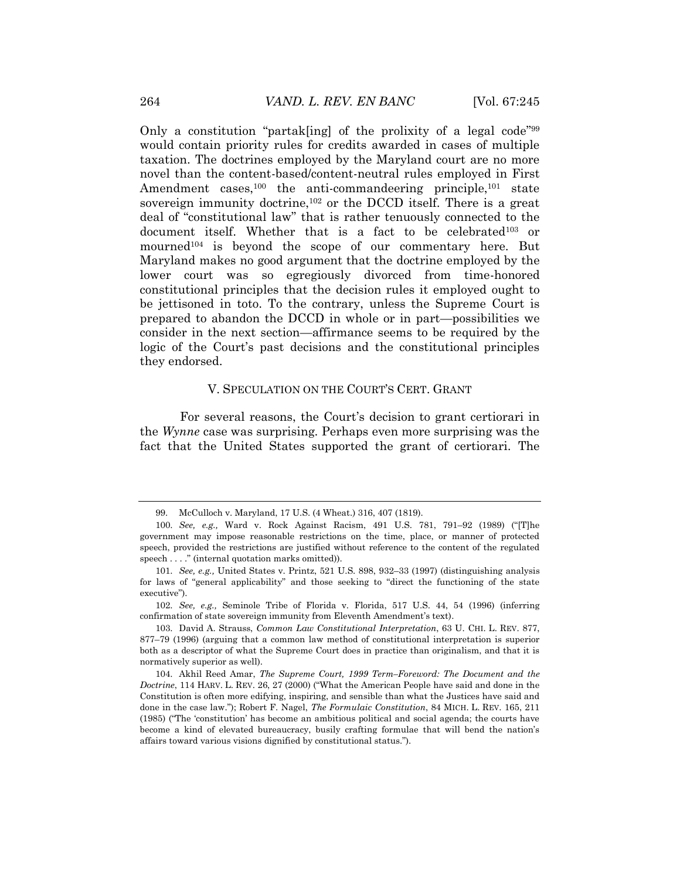Only a constitution "partak[ing] of the prolixity of a legal code"[99] would contain priority rules for credits awarded in cases of multiple taxation. The doctrines employed by the Maryland court are no more novel than the content-based/content-neutral rules employed in First Amendment cases,[100] the anti-commandeering principle,[101] state sovereign immunity doctrine,[102] or the DCCD itself. There is a great deal of "constitutional law" that is rather tenuously connected to the document itself. Whether that is a fact to be celebrated[103] or mourned[104] is beyond the scope of our commentary here. But Maryland makes no good argument that the doctrine employed by the lower court was so egregiously divorced from time-honored constitutional principles that the decision rules it employed ought to be jettisoned in toto. To the contrary, unless the Supreme Court is prepared to abandon the DCCD in whole or in part—possibilities we consider in the next section—affirmance seems to be required by the logic of the Court's past decisions and the constitutional principles they endorsed.

## V. SPECULATION ON THE COURT'S CERT. GRANT

For several reasons, the Court's decision to grant certiorari in the *Wynne* case was surprising. Perhaps even more surprising was the fact that the United States supported the grant of certiorari. The

---

99. McCulloch v. Maryland, 17 U.S. (4 Wheat.) 316, 407 (1819).

100. *See, e.g.,* Ward v. Rock Against Racism, 491 U.S. 781, 791–92 (1989) ("[T]he government may impose reasonable restrictions on the time, place, or manner of protected speech, provided the restrictions are justified without reference to the content of the regulated speech . . . ." (internal quotation marks omitted)).

101. *See, e.g.,* United States v. Printz, 521 U.S. 898, 932–33 (1997) (distinguishing analysis for laws of "general applicability" and those seeking to "direct the functioning of the state executive").

102. *See, e.g.,* Seminole Tribe of Florida v. Florida, 517 U.S. 44, 54 (1996) (inferring confirmation of state sovereign immunity from Eleventh Amendment's text).

103. David A. Strauss, *Common Law Constitutional Interpretation*, 63 U. CHI. L. REV. 877, 877–79 (1996) (arguing that a common law method of constitutional interpretation is superior both as a descriptor of what the Supreme Court does in practice than originalism, and that it is normatively superior as well).

104. Akhil Reed Amar, *The Supreme Court, 1999 Term–Foreword: The Document and the Doctrine*, 114 HARV. L. REV. 26, 27 (2000) ("What the American People have said and done in the Constitution is often more edifying, inspiring, and sensible than what the Justices have said and done in the case law."); Robert F. Nagel, *The Formulaic Constitution*, 84 MICH. L. REV. 165, 211 (1985) ("The 'constitution' has become an ambitious political and social agenda; the courts have become a kind of elevated bureaucracy, busily crafting formulae that will bend the nation's affairs toward various visions dignified by constitutional status.").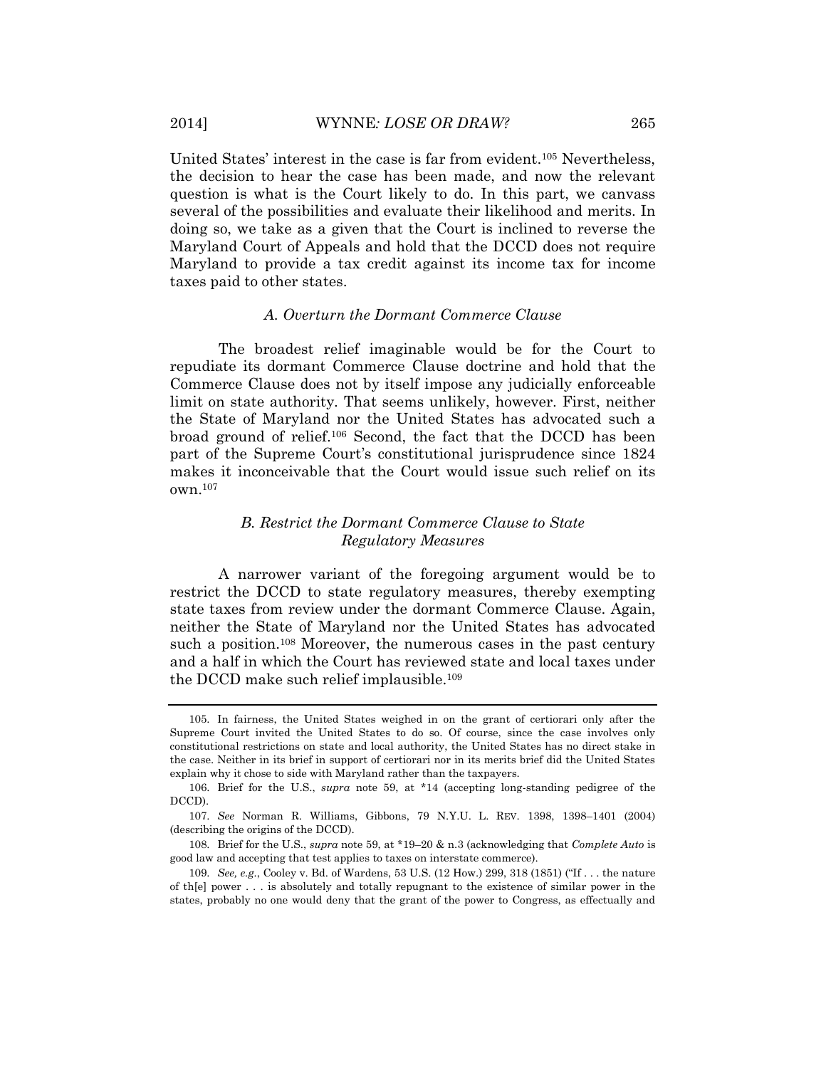United States' interest in the case is far from evident.[105] Nevertheless, the decision to hear the case has been made, and now the relevant question is what is the Court likely to do. In this part, we canvass several of the possibilities and evaluate their likelihood and merits. In doing so, we take as a given that the Court is inclined to reverse the Maryland Court of Appeals and hold that the DCCD does not require Maryland to provide a tax credit against its income tax for income taxes paid to other states.

### *A. Overturn the Dormant Commerce Clause*

The broadest relief imaginable would be for the Court to repudiate its dormant Commerce Clause doctrine and hold that the Commerce Clause does not by itself impose any judicially enforceable limit on state authority. That seems unlikely, however. First, neither the State of Maryland nor the United States has advocated such a broad ground of relief.[106] Second, the fact that the DCCD has been part of the Supreme Court's constitutional jurisprudence since 1824 makes it inconceivable that the Court would issue such relief on its own.[107]

### *B. Restrict the Dormant Commerce Clause to State Regulatory Measures*

A narrower variant of the foregoing argument would be to restrict the DCCD to state regulatory measures, thereby exempting state taxes from review under the dormant Commerce Clause. Again, neither the State of Maryland nor the United States has advocated such a position.[108] Moreover, the numerous cases in the past century and a half in which the Court has reviewed state and local taxes under the DCCD make such relief implausible.[109]

---

105. In fairness, the United States weighed in on the grant of certiorari only after the Supreme Court invited the United States to do so. Of course, since the case involves only constitutional restrictions on state and local authority, the United States has no direct stake in the case. Neither in its brief in support of certiorari nor in its merits brief did the United States explain why it chose to side with Maryland rather than the taxpayers.

106. Brief for the U.S., *supra* note 59, at *14 (accepting long-standing pedigree of the DCCD).

107. *See* Norman R. Williams, Gibbons, 79 N.Y.U. L. REV. 1398, 1398–1401 (2004) (describing the origins of the DCCD).

108. Brief for the U.S., *supra* note 59, at *19–20 & n.3 (acknowledging that *Complete Auto* is good law and accepting that test applies to taxes on interstate commerce).

109. *See, e.g.*, Cooley v. Bd. of Wardens, 53 U.S. (12 How.) 299, 318 (1851) ("If . . . the nature of th[e] power . . . is absolutely and totally repugnant to the existence of similar power in the states, probably no one would deny that the grant of the power to Congress, as effectually and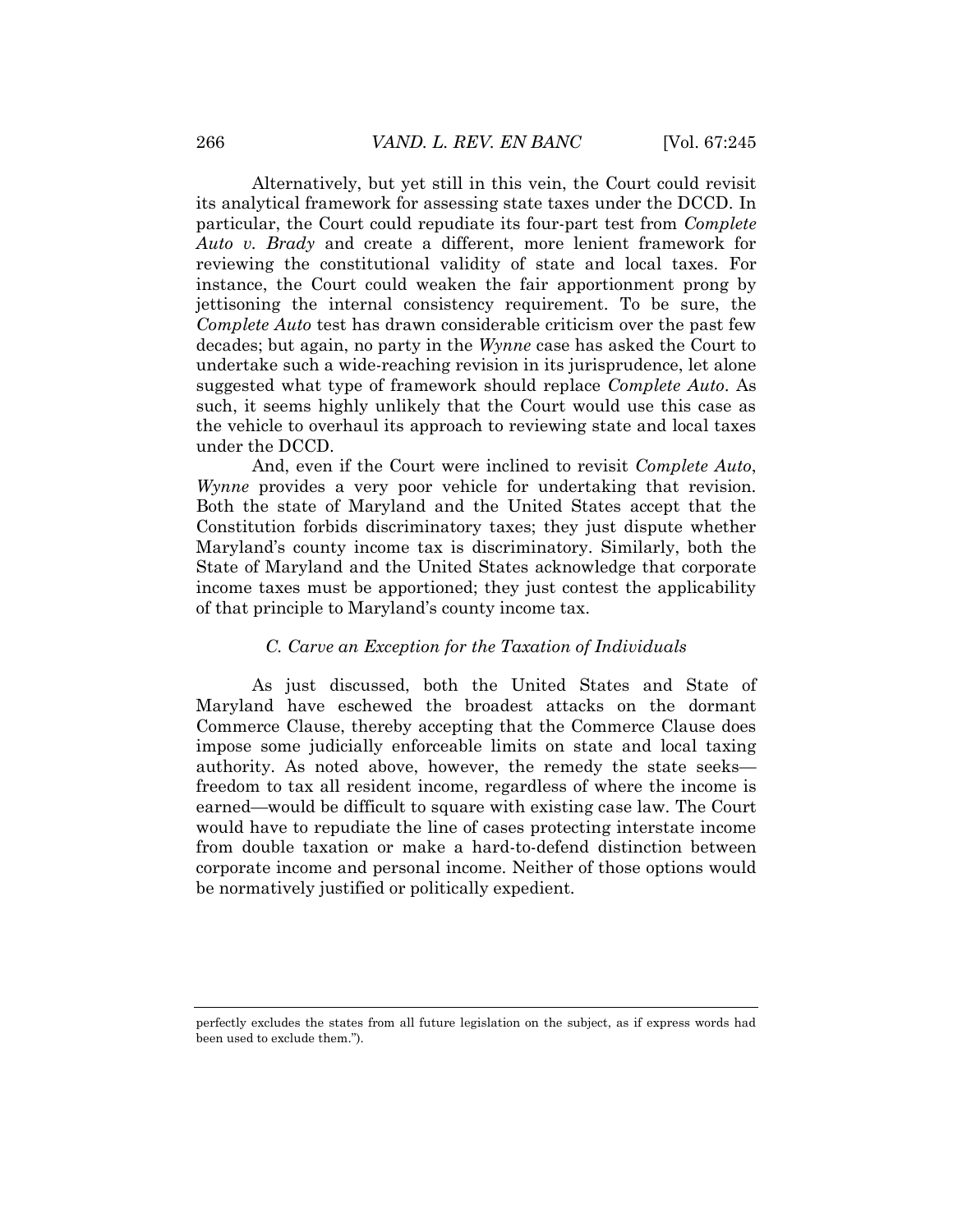Alternatively, but yet still in this vein, the Court could revisit its analytical framework for assessing state taxes under the DCCD. In particular, the Court could repudiate its four-part test from *Complete Auto v. Brady* and create a different, more lenient framework for reviewing the constitutional validity of state and local taxes. For instance, the Court could weaken the fair apportionment prong by jettisoning the internal consistency requirement. To be sure, the *Complete Auto* test has drawn considerable criticism over the past few decades; but again, no party in the *Wynne* case has asked the Court to undertake such a wide-reaching revision in its jurisprudence, let alone suggested what type of framework should replace *Complete Auto*. As such, it seems highly unlikely that the Court would use this case as the vehicle to overhaul its approach to reviewing state and local taxes under the DCCD.

And, even if the Court were inclined to revisit *Complete Auto*, *Wynne* provides a very poor vehicle for undertaking that revision. Both the state of Maryland and the United States accept that the Constitution forbids discriminatory taxes; they just dispute whether Maryland's county income tax is discriminatory. Similarly, both the State of Maryland and the United States acknowledge that corporate income taxes must be apportioned; they just contest the applicability of that principle to Maryland's county income tax.

### *C. Carve an Exception for the Taxation of Individuals*

As just discussed, both the United States and State of Maryland have eschewed the broadest attacks on the dormant Commerce Clause, thereby accepting that the Commerce Clause does impose some judicially enforceable limits on state and local taxing authority. As noted above, however, the remedy the state seeks—freedom to tax all resident income, regardless of where the income is earned—would be difficult to square with existing case law. The Court would have to repudiate the line of cases protecting interstate income from double taxation or make a hard-to-defend distinction between corporate income and personal income. Neither of those options would be normatively justified or politically expedient.

---

perfectly excludes the states from all future legislation on the subject, as if express words had been used to exclude them.").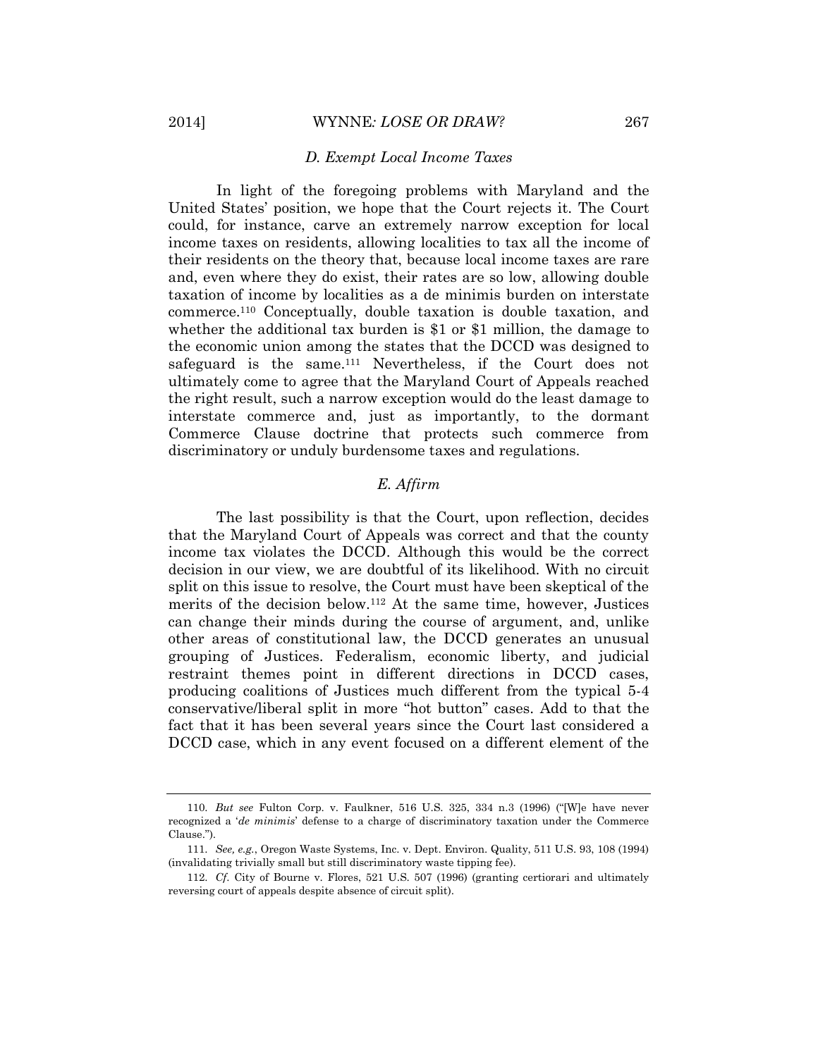### *D. Exempt Local Income Taxes*

In light of the foregoing problems with Maryland and the United States' position, we hope that the Court rejects it. The Court could, for instance, carve an extremely narrow exception for local income taxes on residents, allowing localities to tax all the income of their residents on the theory that, because local income taxes are rare and, even where they do exist, their rates are so low, allowing double taxation of income by localities as a de minimis burden on interstate commerce.[110] Conceptually, double taxation is double taxation, and whether the additional tax burden is $1 or $1 million, the damage to the economic union among the states that the DCCD was designed to safeguard is the same.[111] Nevertheless, if the Court does not ultimately come to agree that the Maryland Court of Appeals reached the right result, such a narrow exception would do the least damage to interstate commerce and, just as importantly, to the dormant Commerce Clause doctrine that protects such commerce from discriminatory or unduly burdensome taxes and regulations.

### *E. Affirm*

The last possibility is that the Court, upon reflection, decides that the Maryland Court of Appeals was correct and that the county income tax violates the DCCD. Although this would be the correct decision in our view, we are doubtful of its likelihood. With no circuit split on this issue to resolve, the Court must have been skeptical of the merits of the decision below.[112] At the same time, however, Justices can change their minds during the course of argument, and, unlike other areas of constitutional law, the DCCD generates an unusual grouping of Justices. Federalism, economic liberty, and judicial restraint themes point in different directions in DCCD cases, producing coalitions of Justices much different from the typical 5-4 conservative/liberal split in more "hot button" cases. Add to that the fact that it has been several years since the Court last considered a DCCD case, which in any event focused on a different element of the

---

110. *But see* Fulton Corp. v. Faulkner, 516 U.S. 325, 334 n.3 (1996) ("[W]e have never recognized a '*de minimis*' defense to a charge of discriminatory taxation under the Commerce Clause.").

111. *See, e.g.*, Oregon Waste Systems, Inc. v. Dept. Environ. Quality, 511 U.S. 93, 108 (1994) (invalidating trivially small but still discriminatory waste tipping fee).

112. *Cf.* City of Bourne v. Flores, 521 U.S. 507 (1996) (granting certiorari and ultimately reversing court of appeals despite absence of circuit split).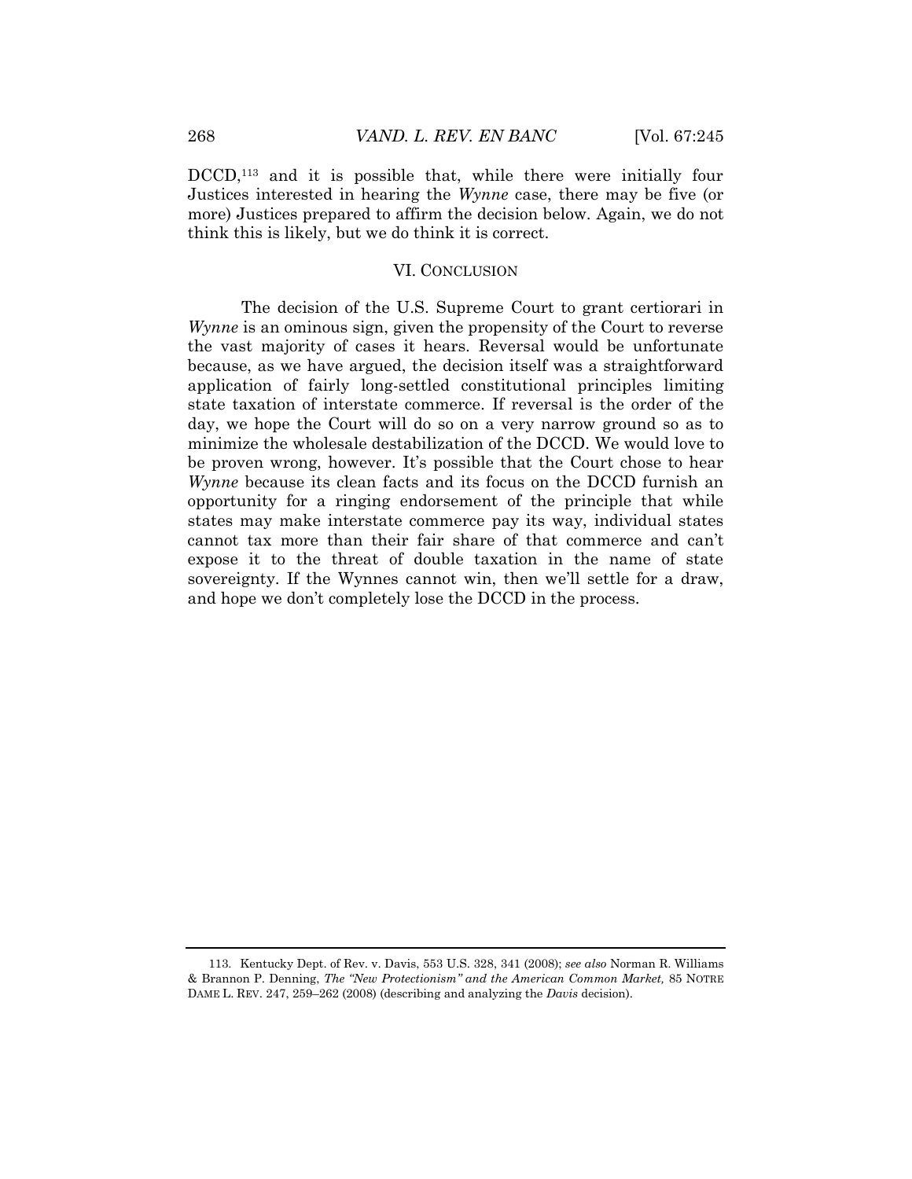DCCD,[113] and it is possible that, while there were initially four Justices interested in hearing the *Wynne* case, there may be five (or more) Justices prepared to affirm the decision below. Again, we do not think this is likely, but we do think it is correct.

## VI. CONCLUSION

The decision of the U.S. Supreme Court to grant certiorari in *Wynne* is an ominous sign, given the propensity of the Court to reverse the vast majority of cases it hears. Reversal would be unfortunate because, as we have argued, the decision itself was a straightforward application of fairly long-settled constitutional principles limiting state taxation of interstate commerce. If reversal is the order of the day, we hope the Court will do so on a very narrow ground so as to minimize the wholesale destabilization of the DCCD. We would love to be proven wrong, however. It's possible that the Court chose to hear *Wynne* because its clean facts and its focus on the DCCD furnish an opportunity for a ringing endorsement of the principle that while states may make interstate commerce pay its way, individual states cannot tax more than their fair share of that commerce and can't expose it to the threat of double taxation in the name of state sovereignty. If the Wynnes cannot win, then we'll settle for a draw, and hope we don't completely lose the DCCD in the process.

---

113. Kentucky Dept. of Rev. v. Davis, 553 U.S. 328, 341 (2008); *see also* Norman R. Williams & Brannon P. Denning, *The "New Protectionism" and the American Common Market,* 85 NOTRE DAME L. REV. 247, 259–262 (2008) (describing and analyzing the *Davis* decision).